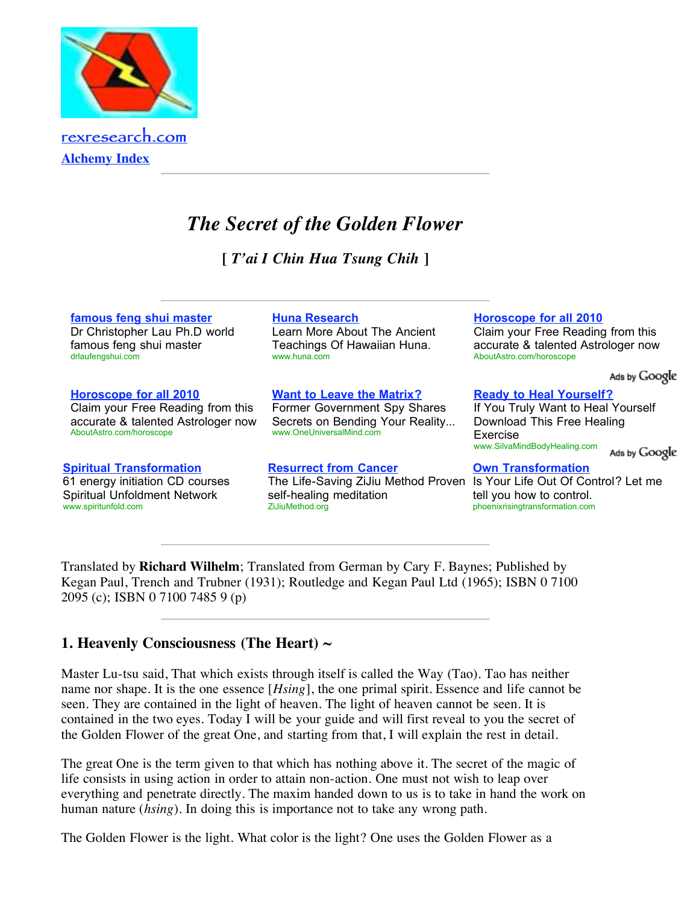rexresearch.com

Alchemy Index

---

# *The Secret of the Golden Flower*

### [ *T'ai I Chin Hua Tsung Chih* ]

---

**famous feng shui master**
Dr Christopher Lau Ph.D world famous feng shui master
drlaufengshui.com

**Huna Research**
Learn More About The Ancient Teachings Of Hawaiian Huna.
www.huna.com

**Horoscope for all 2010**
Claim your Free Reading from this accurate & talented Astrologer now
AboutAstro.com/horoscope

Ads by Google

**Horoscope for all 2010**
Claim your Free Reading from this accurate & talented Astrologer now
AboutAstro.com/horoscope

**Want to Leave the Matrix?**
Former Government Spy Shares Secrets on Bending Your Reality...
www.OneUniversalMind.com

**Ready to Heal Yourself?**
If You Truly Want to Heal Yourself Download This Free Healing Exercise
www.SilvaMindBodyHealing.com

Ads by Google

**Spiritual Transformation**
61 energy initiation CD courses Spiritual Unfoldment Network
www.spiritunfold.com

**Resurrect from Cancer**
The Life-Saving ZiJiu Method Proven self-healing meditation
ZiJiuMethod.org

**Own Transformation**
Is Your Life Out Of Control? Let me tell you how to control.
phoenixrisingtransformation.com

---

Translated by **Richard Wilhelm**; Translated from German by Cary F. Baynes; Published by Kegan Paul, Trench and Trubner (1931); Routledge and Kegan Paul Ltd (1965); ISBN 0 7100 2095 (c); ISBN 0 7100 7485 9 (p)

---

## 1. Heavenly Consciousness (The Heart) ~

Master Lu-tsu said, That which exists through itself is called the Way (Tao). Tao has neither name nor shape. It is the one essence [*Hsing*], the one primal spirit. Essence and life cannot be seen. They are contained in the light of heaven. The light of heaven cannot be seen. It is contained in the two eyes. Today I will be your guide and will first reveal to you the secret of the Golden Flower of the great One, and starting from that, I will explain the rest in detail.

The great One is the term given to that which has nothing above it. The secret of the magic of life consists in using action in order to attain non-action. One must not wish to leap over everything and penetrate directly. The maxim handed down to us is to take in hand the work on human nature (*hsing*). In doing this is importance not to take any wrong path.

The Golden Flower is the light. What color is the light? One uses the Golden Flower as a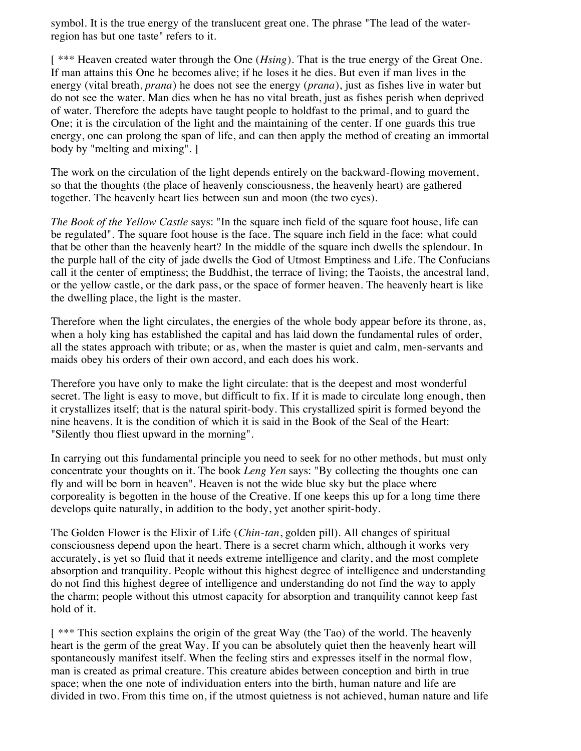symbol. It is the true energy of the translucent great one. The phrase "The lead of the water-region has but one taste" refers to it.

[ *** Heaven created water through the One (*Hsing*). That is the true energy of the Great One. If man attains this One he becomes alive; if he loses it he dies. But even if man lives in the energy (vital breath, *prana*) he does not see the energy (*prana*), just as fishes live in water but do not see the water. Man dies when he has no vital breath, just as fishes perish when deprived of water. Therefore the adepts have taught people to holdfast to the primal, and to guard the One; it is the circulation of the light and the maintaining of the center. If one guards this true energy, one can prolong the span of life, and can then apply the method of creating an immortal body by "melting and mixing". ]

The work on the circulation of the light depends entirely on the backward-flowing movement, so that the thoughts (the place of heavenly consciousness, the heavenly heart) are gathered together. The heavenly heart lies between sun and moon (the two eyes).

*The Book of the Yellow Castle* says: "In the square inch field of the square foot house, life can be regulated". The square foot house is the face. The square inch field in the face: what could that be other than the heavenly heart? In the middle of the square inch dwells the splendour. In the purple hall of the city of jade dwells the God of Utmost Emptiness and Life. The Confucians call it the center of emptiness; the Buddhist, the terrace of living; the Taoists, the ancestral land, or the yellow castle, or the dark pass, or the space of former heaven. The heavenly heart is like the dwelling place, the light is the master.

Therefore when the light circulates, the energies of the whole body appear before its throne, as, when a holy king has established the capital and has laid down the fundamental rules of order, all the states approach with tribute; or as, when the master is quiet and calm, men-servants and maids obey his orders of their own accord, and each does his work.

Therefore you have only to make the light circulate: that is the deepest and most wonderful secret. The light is easy to move, but difficult to fix. If it is made to circulate long enough, then it crystallizes itself; that is the natural spirit-body. This crystallized spirit is formed beyond the nine heavens. It is the condition of which it is said in the Book of the Seal of the Heart: "Silently thou fliest upward in the morning".

In carrying out this fundamental principle you need to seek for no other methods, but must only concentrate your thoughts on it. The book *Leng Yen* says: "By collecting the thoughts one can fly and will be born in heaven". Heaven is not the wide blue sky but the place where corporeality is begotten in the house of the Creative. If one keeps this up for a long time there develops quite naturally, in addition to the body, yet another spirit-body.

The Golden Flower is the Elixir of Life (*Chin-tan*, golden pill). All changes of spiritual consciousness depend upon the heart. There is a secret charm which, although it works very accurately, is yet so fluid that it needs extreme intelligence and clarity, and the most complete absorption and tranquility. People without this highest degree of intelligence and understanding do not find this highest degree of intelligence and understanding do not find the way to apply the charm; people without this utmost capacity for absorption and tranquility cannot keep fast hold of it.

[ *** This section explains the origin of the great Way (the Tao) of the world. The heavenly heart is the germ of the great Way. If you can be absolutely quiet then the heavenly heart will spontaneously manifest itself. When the feeling stirs and expresses itself in the normal flow, man is created as primal creature. This creature abides between conception and birth in true space; when the one note of individuation enters into the birth, human nature and life are divided in two. From this time on, if the utmost quietness is not achieved, human nature and life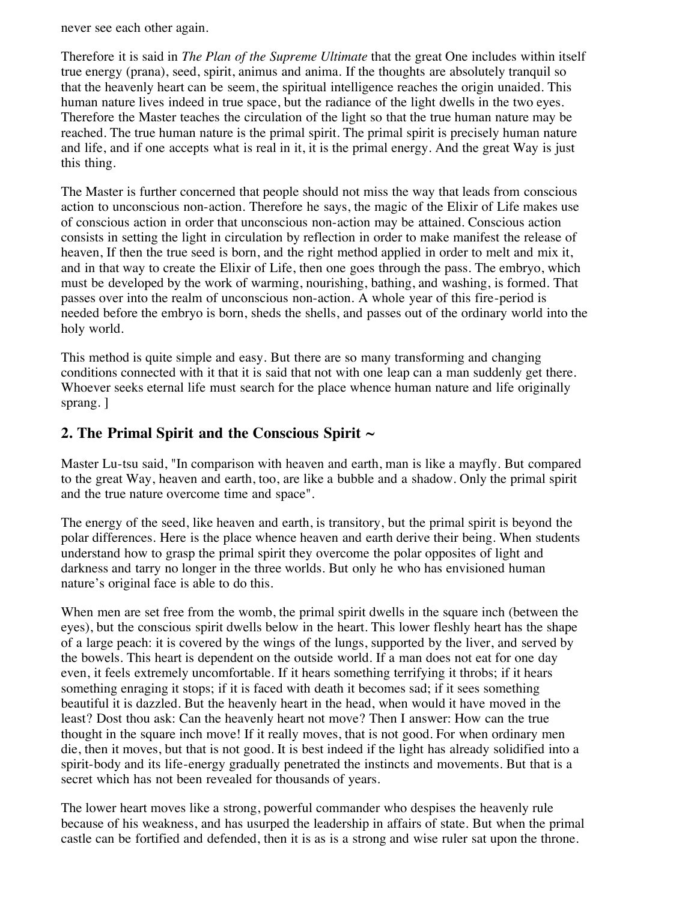never see each other again.

Therefore it is said in *The Plan of the Supreme Ultimate* that the great One includes within itself true energy (prana), seed, spirit, animus and anima. If the thoughts are absolutely tranquil so that the heavenly heart can be seem, the spiritual intelligence reaches the origin unaided. This human nature lives indeed in true space, but the radiance of the light dwells in the two eyes. Therefore the Master teaches the circulation of the light so that the true human nature may be reached. The true human nature is the primal spirit. The primal spirit is precisely human nature and life, and if one accepts what is real in it, it is the primal energy. And the great Way is just this thing.

The Master is further concerned that people should not miss the way that leads from conscious action to unconscious non-action. Therefore he says, the magic of the Elixir of Life makes use of conscious action in order that unconscious non-action may be attained. Conscious action consists in setting the light in circulation by reflection in order to make manifest the release of heaven, If then the true seed is born, and the right method applied in order to melt and mix it, and in that way to create the Elixir of Life, then one goes through the pass. The embryo, which must be developed by the work of warming, nourishing, bathing, and washing, is formed. That passes over into the realm of unconscious non-action. A whole year of this fire-period is needed before the embryo is born, sheds the shells, and passes out of the ordinary world into the holy world.

This method is quite simple and easy. But there are so many transforming and changing conditions connected with it that it is said that not with one leap can a man suddenly get there. Whoever seeks eternal life must search for the place whence human nature and life originally sprang. ]

## 2. The Primal Spirit and the Conscious Spirit ~

Master Lu-tsu said, "In comparison with heaven and earth, man is like a mayfly. But compared to the great Way, heaven and earth, too, are like a bubble and a shadow. Only the primal spirit and the true nature overcome time and space".

The energy of the seed, like heaven and earth, is transitory, but the primal spirit is beyond the polar differences. Here is the place whence heaven and earth derive their being. When students understand how to grasp the primal spirit they overcome the polar opposites of light and darkness and tarry no longer in the three worlds. But only he who has envisioned human nature's original face is able to do this.

When men are set free from the womb, the primal spirit dwells in the square inch (between the eyes), but the conscious spirit dwells below in the heart. This lower fleshly heart has the shape of a large peach: it is covered by the wings of the lungs, supported by the liver, and served by the bowels. This heart is dependent on the outside world. If a man does not eat for one day even, it feels extremely uncomfortable. If it hears something terrifying it throbs; if it hears something enraging it stops; if it is faced with death it becomes sad; if it sees something beautiful it is dazzled. But the heavenly heart in the head, when would it have moved in the least? Dost thou ask: Can the heavenly heart not move? Then I answer: How can the true thought in the square inch move! If it really moves, that is not good. For when ordinary men die, then it moves, but that is not good. It is best indeed if the light has already solidified into a spirit-body and its life-energy gradually penetrated the instincts and movements. But that is a secret which has not been revealed for thousands of years.

The lower heart moves like a strong, powerful commander who despises the heavenly rule because of his weakness, and has usurped the leadership in affairs of state. But when the primal castle can be fortified and defended, then it is as is a strong and wise ruler sat upon the throne.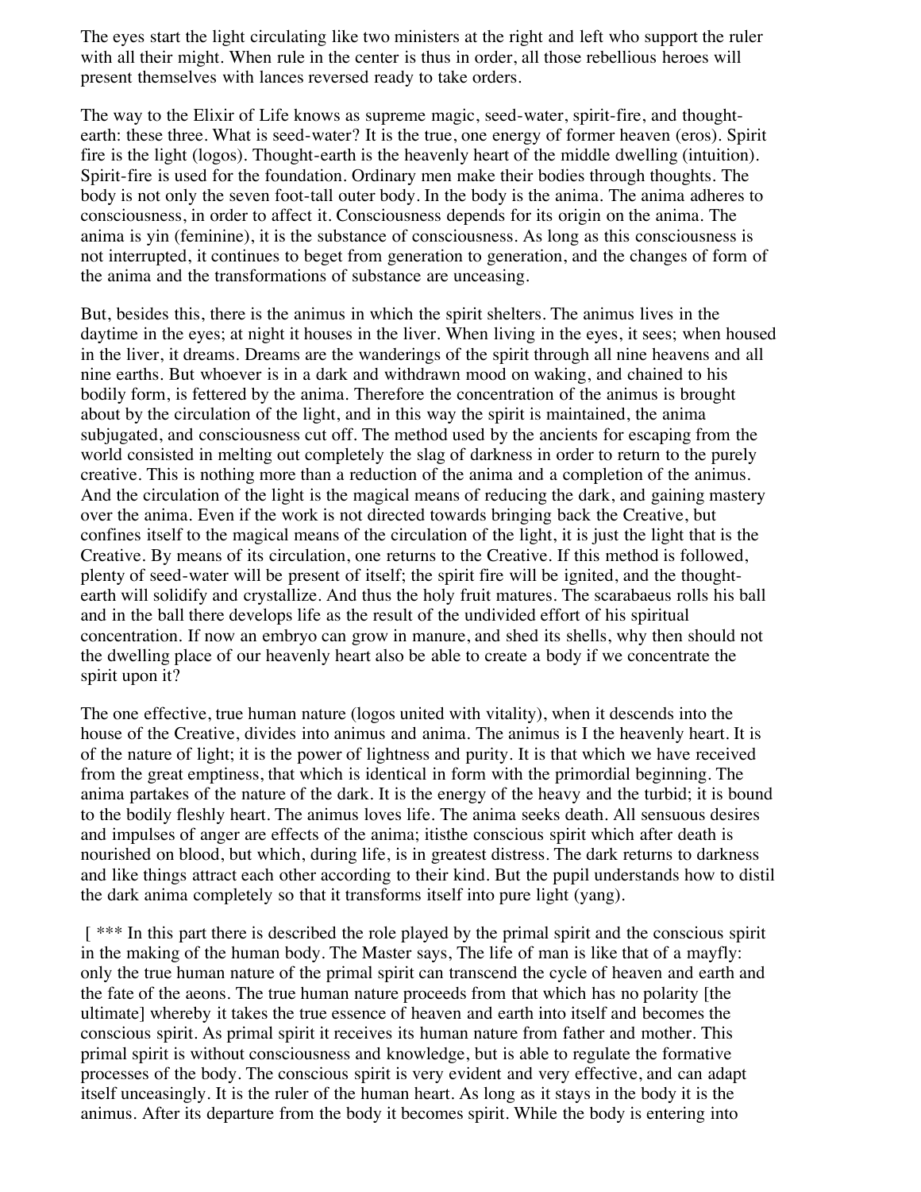The eyes start the light circulating like two ministers at the right and left who support the ruler with all their might. When rule in the center is thus in order, all those rebellious heroes will present themselves with lances reversed ready to take orders.

The way to the Elixir of Life knows as supreme magic, seed-water, spirit-fire, and thought-earth: these three. What is seed-water? It is the true, one energy of former heaven (eros). Spirit fire is the light (logos). Thought-earth is the heavenly heart of the middle dwelling (intuition). Spirit-fire is used for the foundation. Ordinary men make their bodies through thoughts. The body is not only the seven foot-tall outer body. In the body is the anima. The anima adheres to consciousness, in order to affect it. Consciousness depends for its origin on the anima. The anima is yin (feminine), it is the substance of consciousness. As long as this consciousness is not interrupted, it continues to beget from generation to generation, and the changes of form of the anima and the transformations of substance are unceasing.

But, besides this, there is the animus in which the spirit shelters. The animus lives in the daytime in the eyes; at night it houses in the liver. When living in the eyes, it sees; when housed in the liver, it dreams. Dreams are the wanderings of the spirit through all nine heavens and all nine earths. But whoever is in a dark and withdrawn mood on waking, and chained to his bodily form, is fettered by the anima. Therefore the concentration of the animus is brought about by the circulation of the light, and in this way the spirit is maintained, the anima subjugated, and consciousness cut off. The method used by the ancients for escaping from the world consisted in melting out completely the slag of darkness in order to return to the purely creative. This is nothing more than a reduction of the anima and a completion of the animus. And the circulation of the light is the magical means of reducing the dark, and gaining mastery over the anima. Even if the work is not directed towards bringing back the Creative, but confines itself to the magical means of the circulation of the light, it is just the light that is the Creative. By means of its circulation, one returns to the Creative. If this method is followed, plenty of seed-water will be present of itself; the spirit fire will be ignited, and the thought-earth will solidify and crystallize. And thus the holy fruit matures. The scarabaeus rolls his ball and in the ball there develops life as the result of the undivided effort of his spiritual concentration. If now an embryo can grow in manure, and shed its shells, why then should not the dwelling place of our heavenly heart also be able to create a body if we concentrate the spirit upon it?

The one effective, true human nature (logos united with vitality), when it descends into the house of the Creative, divides into animus and anima. The animus is I the heavenly heart. It is of the nature of light; it is the power of lightness and purity. It is that which we have received from the great emptiness, that which is identical in form with the primordial beginning. The anima partakes of the nature of the dark. It is the energy of the heavy and the turbid; it is bound to the bodily fleshly heart. The animus loves life. The anima seeks death. All sensuous desires and impulses of anger are effects of the anima; itisthe conscious spirit which after death is nourished on blood, but which, during life, is in greatest distress. The dark returns to darkness and like things attract each other according to their kind. But the pupil understands how to distil the dark anima completely so that it transforms itself into pure light (yang).

[ *** In this part there is described the role played by the primal spirit and the conscious spirit in the making of the human body. The Master says, The life of man is like that of a mayfly: only the true human nature of the primal spirit can transcend the cycle of heaven and earth and the fate of the aeons. The true human nature proceeds from that which has no polarity [the ultimate] whereby it takes the true essence of heaven and earth into itself and becomes the conscious spirit. As primal spirit it receives its human nature from father and mother. This primal spirit is without consciousness and knowledge, but is able to regulate the formative processes of the body. The conscious spirit is very evident and very effective, and can adapt itself unceasingly. It is the ruler of the human heart. As long as it stays in the body it is the animus. After its departure from the body it becomes spirit. While the body is entering into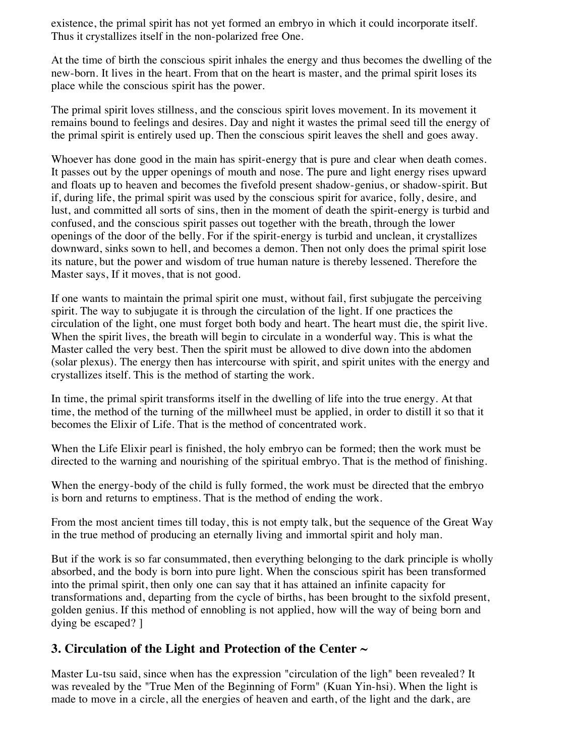existence, the primal spirit has not yet formed an embryo in which it could incorporate itself. Thus it crystallizes itself in the non-polarized free One.

At the time of birth the conscious spirit inhales the energy and thus becomes the dwelling of the new-born. It lives in the heart. From that on the heart is master, and the primal spirit loses its place while the conscious spirit has the power.

The primal spirit loves stillness, and the conscious spirit loves movement. In its movement it remains bound to feelings and desires. Day and night it wastes the primal seed till the energy of the primal spirit is entirely used up. Then the conscious spirit leaves the shell and goes away.

Whoever has done good in the main has spirit-energy that is pure and clear when death comes. It passes out by the upper openings of mouth and nose. The pure and light energy rises upward and floats up to heaven and becomes the fivefold present shadow-genius, or shadow-spirit. But if, during life, the primal spirit was used by the conscious spirit for avarice, folly, desire, and lust, and committed all sorts of sins, then in the moment of death the spirit-energy is turbid and confused, and the conscious spirit passes out together with the breath, through the lower openings of the door of the belly. For if the spirit-energy is turbid and unclean, it crystallizes downward, sinks sown to hell, and becomes a demon. Then not only does the primal spirit lose its nature, but the power and wisdom of true human nature is thereby lessened. Therefore the Master says, If it moves, that is not good.

If one wants to maintain the primal spirit one must, without fail, first subjugate the perceiving spirit. The way to subjugate it is through the circulation of the light. If one practices the circulation of the light, one must forget both body and heart. The heart must die, the spirit live. When the spirit lives, the breath will begin to circulate in a wonderful way. This is what the Master called the very best. Then the spirit must be allowed to dive down into the abdomen (solar plexus). The energy then has intercourse with spirit, and spirit unites with the energy and crystallizes itself. This is the method of starting the work.

In time, the primal spirit transforms itself in the dwelling of life into the true energy. At that time, the method of the turning of the millwheel must be applied, in order to distill it so that it becomes the Elixir of Life. That is the method of concentrated work.

When the Life Elixir pearl is finished, the holy embryo can be formed; then the work must be directed to the warning and nourishing of the spiritual embryo. That is the method of finishing.

When the energy-body of the child is fully formed, the work must be directed that the embryo is born and returns to emptiness. That is the method of ending the work.

From the most ancient times till today, this is not empty talk, but the sequence of the Great Way in the true method of producing an eternally living and immortal spirit and holy man.

But if the work is so far consummated, then everything belonging to the dark principle is wholly absorbed, and the body is born into pure light. When the conscious spirit has been transformed into the primal spirit, then only one can say that it has attained an infinite capacity for transformations and, departing from the cycle of births, has been brought to the sixfold present, golden genius. If this method of ennobling is not applied, how will the way of being born and dying be escaped? ]

### 3. Circulation of the Light and Protection of the Center ~

Master Lu-tsu said, since when has the expression "circulation of the ligh" been revealed? It was revealed by the "True Men of the Beginning of Form" (Kuan Yin-hsi). When the light is made to move in a circle, all the energies of heaven and earth, of the light and the dark, are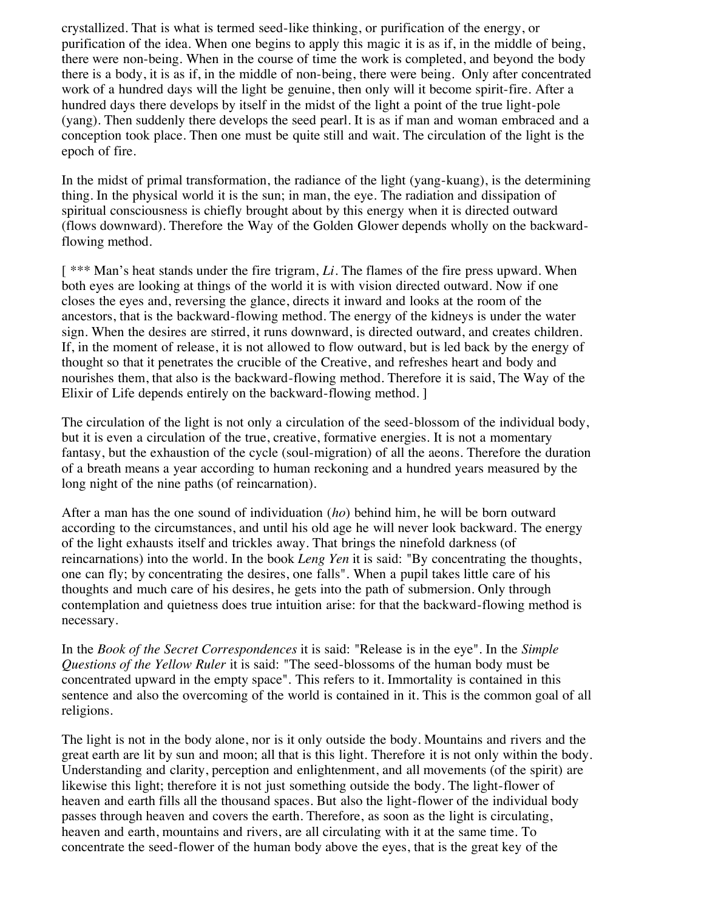crystallized. That is what is termed seed-like thinking, or purification of the energy, or purification of the idea. When one begins to apply this magic it is as if, in the middle of being, there were non-being. When in the course of time the work is completed, and beyond the body there is a body, it is as if, in the middle of non-being, there were being. Only after concentrated work of a hundred days will the light be genuine, then only will it become spirit-fire. After a hundred days there develops by itself in the midst of the light a point of the true light-pole (yang). Then suddenly there develops the seed pearl. It is as if man and woman embraced and a conception took place. Then one must be quite still and wait. The circulation of the light is the epoch of fire.

In the midst of primal transformation, the radiance of the light (yang-kuang), is the determining thing. In the physical world it is the sun; in man, the eye. The radiation and dissipation of spiritual consciousness is chiefly brought about by this energy when it is directed outward (flows downward). Therefore the Way of the Golden Glower depends wholly on the backward-flowing method.

[ *** Man's heat stands under the fire trigram, *Li*. The flames of the fire press upward. When both eyes are looking at things of the world it is with vision directed outward. Now if one closes the eyes and, reversing the glance, directs it inward and looks at the room of the ancestors, that is the backward-flowing method. The energy of the kidneys is under the water sign. When the desires are stirred, it runs downward, is directed outward, and creates children. If, in the moment of release, it is not allowed to flow outward, but is led back by the energy of thought so that it penetrates the crucible of the Creative, and refreshes heart and body and nourishes them, that also is the backward-flowing method. Therefore it is said, The Way of the Elixir of Life depends entirely on the backward-flowing method. ]

The circulation of the light is not only a circulation of the seed-blossom of the individual body, but it is even a circulation of the true, creative, formative energies. It is not a momentary fantasy, but the exhaustion of the cycle (soul-migration) of all the aeons. Therefore the duration of a breath means a year according to human reckoning and a hundred years measured by the long night of the nine paths (of reincarnation).

After a man has the one sound of individuation (*ho*) behind him, he will be born outward according to the circumstances, and until his old age he will never look backward. The energy of the light exhausts itself and trickles away. That brings the ninefold darkness (of reincarnations) into the world. In the book *Leng Yen* it is said: "By concentrating the thoughts, one can fly; by concentrating the desires, one falls". When a pupil takes little care of his thoughts and much care of his desires, he gets into the path of submersion. Only through contemplation and quietness does true intuition arise: for that the backward-flowing method is necessary.

In the *Book of the Secret Correspondences* it is said: "Release is in the eye". In the *Simple Questions of the Yellow Ruler* it is said: "The seed-blossoms of the human body must be concentrated upward in the empty space". This refers to it. Immortality is contained in this sentence and also the overcoming of the world is contained in it. This is the common goal of all religions.

The light is not in the body alone, nor is it only outside the body. Mountains and rivers and the great earth are lit by sun and moon; all that is this light. Therefore it is not only within the body. Understanding and clarity, perception and enlightenment, and all movements (of the spirit) are likewise this light; therefore it is not just something outside the body. The light-flower of heaven and earth fills all the thousand spaces. But also the light-flower of the individual body passes through heaven and covers the earth. Therefore, as soon as the light is circulating, heaven and earth, mountains and rivers, are all circulating with it at the same time. To concentrate the seed-flower of the human body above the eyes, that is the great key of the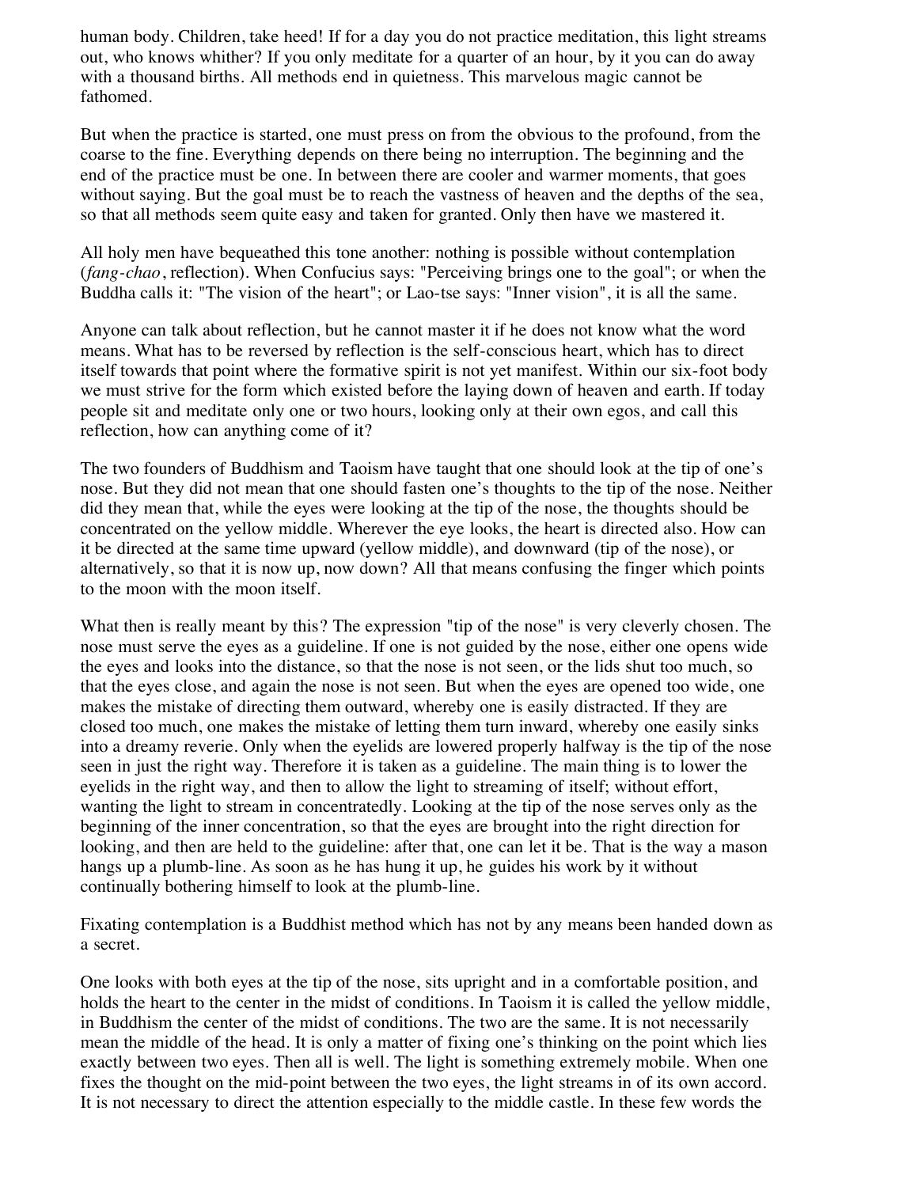human body. Children, take heed! If for a day you do not practice meditation, this light streams out, who knows whither? If you only meditate for a quarter of an hour, by it you can do away with a thousand births. All methods end in quietness. This marvelous magic cannot be fathomed.

But when the practice is started, one must press on from the obvious to the profound, from the coarse to the fine. Everything depends on there being no interruption. The beginning and the end of the practice must be one. In between there are cooler and warmer moments, that goes without saying. But the goal must be to reach the vastness of heaven and the depths of the sea, so that all methods seem quite easy and taken for granted. Only then have we mastered it.

All holy men have bequeathed this tone another: nothing is possible without contemplation (*fang-chao*, reflection). When Confucius says: "Perceiving brings one to the goal"; or when the Buddha calls it: "The vision of the heart"; or Lao-tse says: "Inner vision", it is all the same.

Anyone can talk about reflection, but he cannot master it if he does not know what the word means. What has to be reversed by reflection is the self-conscious heart, which has to direct itself towards that point where the formative spirit is not yet manifest. Within our six-foot body we must strive for the form which existed before the laying down of heaven and earth. If today people sit and meditate only one or two hours, looking only at their own egos, and call this reflection, how can anything come of it?

The two founders of Buddhism and Taoism have taught that one should look at the tip of one's nose. But they did not mean that one should fasten one's thoughts to the tip of the nose. Neither did they mean that, while the eyes were looking at the tip of the nose, the thoughts should be concentrated on the yellow middle. Wherever the eye looks, the heart is directed also. How can it be directed at the same time upward (yellow middle), and downward (tip of the nose), or alternatively, so that it is now up, now down? All that means confusing the finger which points to the moon with the moon itself.

What then is really meant by this? The expression "tip of the nose" is very cleverly chosen. The nose must serve the eyes as a guideline. If one is not guided by the nose, either one opens wide the eyes and looks into the distance, so that the nose is not seen, or the lids shut too much, so that the eyes close, and again the nose is not seen. But when the eyes are opened too wide, one makes the mistake of directing them outward, whereby one is easily distracted. If they are closed too much, one makes the mistake of letting them turn inward, whereby one easily sinks into a dreamy reverie. Only when the eyelids are lowered properly halfway is the tip of the nose seen in just the right way. Therefore it is taken as a guideline. The main thing is to lower the eyelids in the right way, and then to allow the light to streaming of itself; without effort, wanting the light to stream in concentratedly. Looking at the tip of the nose serves only as the beginning of the inner concentration, so that the eyes are brought into the right direction for looking, and then are held to the guideline: after that, one can let it be. That is the way a mason hangs up a plumb-line. As soon as he has hung it up, he guides his work by it without continually bothering himself to look at the plumb-line.

Fixating contemplation is a Buddhist method which has not by any means been handed down as a secret.

One looks with both eyes at the tip of the nose, sits upright and in a comfortable position, and holds the heart to the center in the midst of conditions. In Taoism it is called the yellow middle, in Buddhism the center of the midst of conditions. The two are the same. It is not necessarily mean the middle of the head. It is only a matter of fixing one's thinking on the point which lies exactly between two eyes. Then all is well. The light is something extremely mobile. When one fixes the thought on the mid-point between the two eyes, the light streams in of its own accord. It is not necessary to direct the attention especially to the middle castle. In these few words the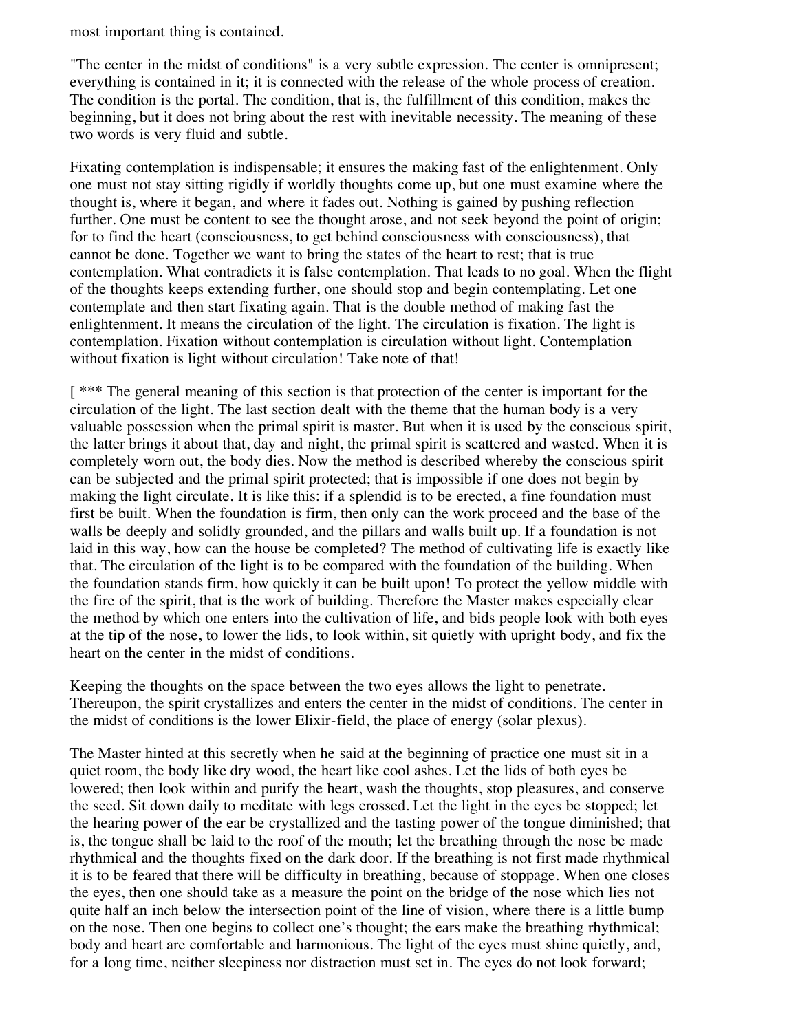most important thing is contained.

"The center in the midst of conditions" is a very subtle expression. The center is omnipresent; everything is contained in it; it is connected with the release of the whole process of creation. The condition is the portal. The condition, that is, the fulfillment of this condition, makes the beginning, but it does not bring about the rest with inevitable necessity. The meaning of these two words is very fluid and subtle.

Fixating contemplation is indispensable; it ensures the making fast of the enlightenment. Only one must not stay sitting rigidly if worldly thoughts come up, but one must examine where the thought is, where it began, and where it fades out. Nothing is gained by pushing reflection further. One must be content to see the thought arose, and not seek beyond the point of origin; for to find the heart (consciousness, to get behind consciousness with consciousness), that cannot be done. Together we want to bring the states of the heart to rest; that is true contemplation. What contradicts it is false contemplation. That leads to no goal. When the flight of the thoughts keeps extending further, one should stop and begin contemplating. Let one contemplate and then start fixating again. That is the double method of making fast the enlightenment. It means the circulation of the light. The circulation is fixation. The light is contemplation. Fixation without contemplation is circulation without light. Contemplation without fixation is light without circulation! Take note of that!

[ *** The general meaning of this section is that protection of the center is important for the circulation of the light. The last section dealt with the theme that the human body is a very valuable possession when the primal spirit is master. But when it is used by the conscious spirit, the latter brings it about that, day and night, the primal spirit is scattered and wasted. When it is completely worn out, the body dies. Now the method is described whereby the conscious spirit can be subjected and the primal spirit protected; that is impossible if one does not begin by making the light circulate. It is like this: if a splendid is to be erected, a fine foundation must first be built. When the foundation is firm, then only can the work proceed and the base of the walls be deeply and solidly grounded, and the pillars and walls built up. If a foundation is not laid in this way, how can the house be completed? The method of cultivating life is exactly like that. The circulation of the light is to be compared with the foundation of the building. When the foundation stands firm, how quickly it can be built upon! To protect the yellow middle with the fire of the spirit, that is the work of building. Therefore the Master makes especially clear the method by which one enters into the cultivation of life, and bids people look with both eyes at the tip of the nose, to lower the lids, to look within, sit quietly with upright body, and fix the heart on the center in the midst of conditions.

Keeping the thoughts on the space between the two eyes allows the light to penetrate. Thereupon, the spirit crystallizes and enters the center in the midst of conditions. The center in the midst of conditions is the lower Elixir-field, the place of energy (solar plexus).

The Master hinted at this secretly when he said at the beginning of practice one must sit in a quiet room, the body like dry wood, the heart like cool ashes. Let the lids of both eyes be lowered; then look within and purify the heart, wash the thoughts, stop pleasures, and conserve the seed. Sit down daily to meditate with legs crossed. Let the light in the eyes be stopped; let the hearing power of the ear be crystallized and the tasting power of the tongue diminished; that is, the tongue shall be laid to the roof of the mouth; let the breathing through the nose be made rhythmical and the thoughts fixed on the dark door. If the breathing is not first made rhythmical it is to be feared that there will be difficulty in breathing, because of stoppage. When one closes the eyes, then one should take as a measure the point on the bridge of the nose which lies not quite half an inch below the intersection point of the line of vision, where there is a little bump on the nose. Then one begins to collect one's thought; the ears make the breathing rhythmical; body and heart are comfortable and harmonious. The light of the eyes must shine quietly, and, for a long time, neither sleepiness nor distraction must set in. The eyes do not look forward;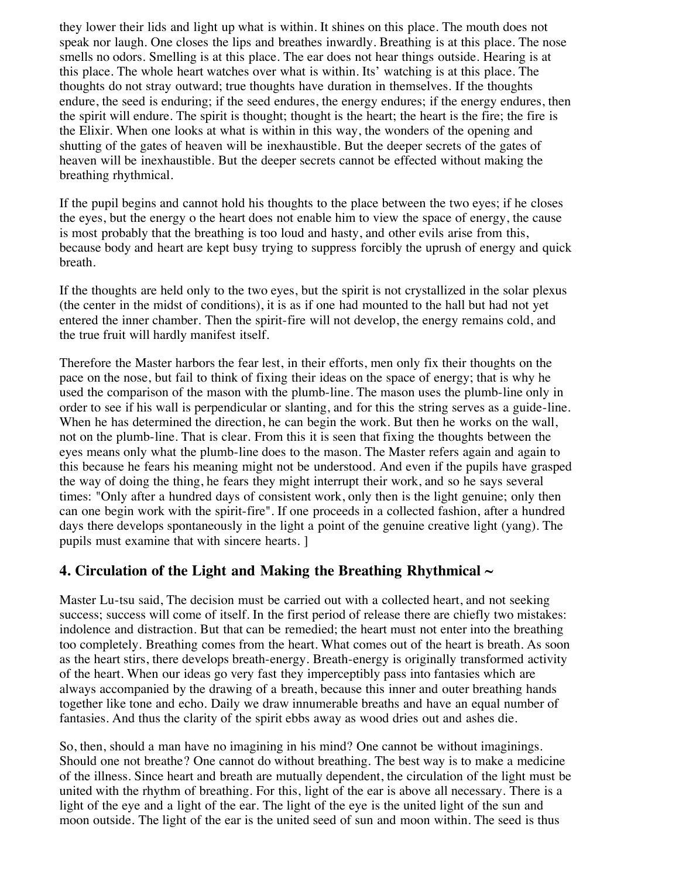they lower their lids and light up what is within. It shines on this place. The mouth does not speak nor laugh. One closes the lips and breathes inwardly. Breathing is at this place. The nose smells no odors. Smelling is at this place. The ear does not hear things outside. Hearing is at this place. The whole heart watches over what is within. Its' watching is at this place. The thoughts do not stray outward; true thoughts have duration in themselves. If the thoughts endure, the seed is enduring; if the seed endures, the energy endures; if the energy endures, then the spirit will endure. The spirit is thought; thought is the heart; the heart is the fire; the fire is the Elixir. When one looks at what is within in this way, the wonders of the opening and shutting of the gates of heaven will be inexhaustible. But the deeper secrets of the gates of heaven will be inexhaustible. But the deeper secrets cannot be effected without making the breathing rhythmical.

If the pupil begins and cannot hold his thoughts to the place between the two eyes; if he closes the eyes, but the energy o the heart does not enable him to view the space of energy, the cause is most probably that the breathing is too loud and hasty, and other evils arise from this, because body and heart are kept busy trying to suppress forcibly the uprush of energy and quick breath.

If the thoughts are held only to the two eyes, but the spirit is not crystallized in the solar plexus (the center in the midst of conditions), it is as if one had mounted to the hall but had not yet entered the inner chamber. Then the spirit-fire will not develop, the energy remains cold, and the true fruit will hardly manifest itself.

Therefore the Master harbors the fear lest, in their efforts, men only fix their thoughts on the pace on the nose, but fail to think of fixing their ideas on the space of energy; that is why he used the comparison of the mason with the plumb-line. The mason uses the plumb-line only in order to see if his wall is perpendicular or slanting, and for this the string serves as a guide-line. When he has determined the direction, he can begin the work. But then he works on the wall, not on the plumb-line. That is clear. From this it is seen that fixing the thoughts between the eyes means only what the plumb-line does to the mason. The Master refers again and again to this because he fears his meaning might not be understood. And even if the pupils have grasped the way of doing the thing, he fears they might interrupt their work, and so he says several times: "Only after a hundred days of consistent work, only then is the light genuine; only then can one begin work with the spirit-fire". If one proceeds in a collected fashion, after a hundred days there develops spontaneously in the light a point of the genuine creative light (yang). The pupils must examine that with sincere hearts. ]

## 4. Circulation of the Light and Making the Breathing Rhythmical ~

Master Lu-tsu said, The decision must be carried out with a collected heart, and not seeking success; success will come of itself. In the first period of release there are chiefly two mistakes: indolence and distraction. But that can be remedied; the heart must not enter into the breathing too completely. Breathing comes from the heart. What comes out of the heart is breath. As soon as the heart stirs, there develops breath-energy. Breath-energy is originally transformed activity of the heart. When our ideas go very fast they imperceptibly pass into fantasies which are always accompanied by the drawing of a breath, because this inner and outer breathing hands together like tone and echo. Daily we draw innumerable breaths and have an equal number of fantasies. And thus the clarity of the spirit ebbs away as wood dries out and ashes die.

So, then, should a man have no imagining in his mind? One cannot be without imaginings. Should one not breathe? One cannot do without breathing. The best way is to make a medicine of the illness. Since heart and breath are mutually dependent, the circulation of the light must be united with the rhythm of breathing. For this, light of the ear is above all necessary. There is a light of the eye and a light of the ear. The light of the eye is the united light of the sun and moon outside. The light of the ear is the united seed of sun and moon within. The seed is thus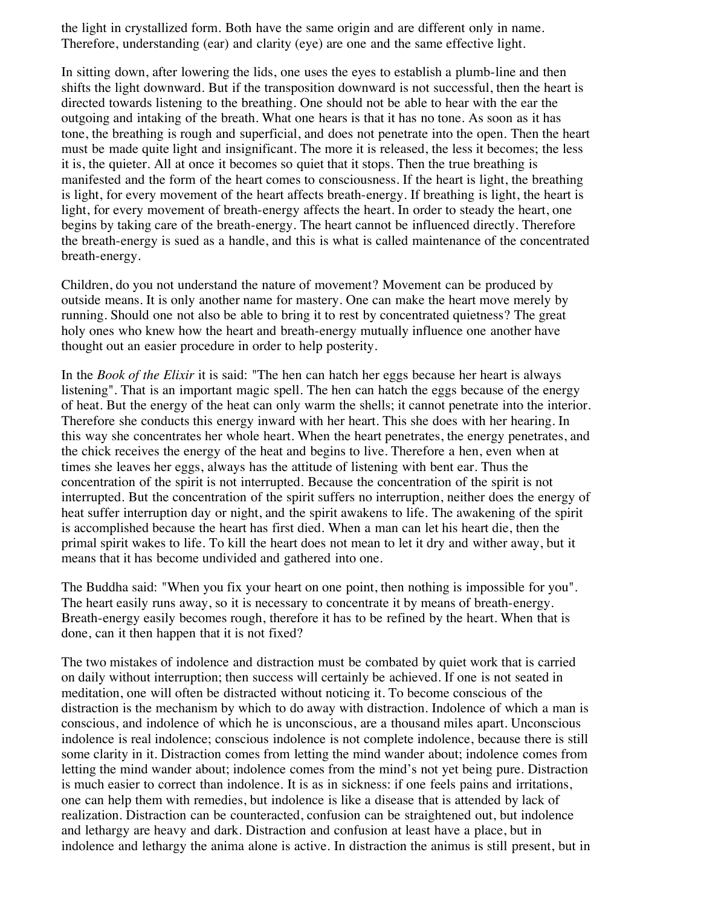the light in crystallized form. Both have the same origin and are different only in name. Therefore, understanding (ear) and clarity (eye) are one and the same effective light.

In sitting down, after lowering the lids, one uses the eyes to establish a plumb-line and then shifts the light downward. But if the transposition downward is not successful, then the heart is directed towards listening to the breathing. One should not be able to hear with the ear the outgoing and intaking of the breath. What one hears is that it has no tone. As soon as it has tone, the breathing is rough and superficial, and does not penetrate into the open. Then the heart must be made quite light and insignificant. The more it is released, the less it becomes; the less it is, the quieter. All at once it becomes so quiet that it stops. Then the true breathing is manifested and the form of the heart comes to consciousness. If the heart is light, the breathing is light, for every movement of the heart affects breath-energy. If breathing is light, the heart is light, for every movement of breath-energy affects the heart. In order to steady the heart, one begins by taking care of the breath-energy. The heart cannot be influenced directly. Therefore the breath-energy is sued as a handle, and this is what is called maintenance of the concentrated breath-energy.

Children, do you not understand the nature of movement? Movement can be produced by outside means. It is only another name for mastery. One can make the heart move merely by running. Should one not also be able to bring it to rest by concentrated quietness? The great holy ones who knew how the heart and breath-energy mutually influence one another have thought out an easier procedure in order to help posterity.

In the *Book of the Elixir* it is said: "The hen can hatch her eggs because her heart is always listening". That is an important magic spell. The hen can hatch the eggs because of the energy of heat. But the energy of the heat can only warm the shells; it cannot penetrate into the interior. Therefore she conducts this energy inward with her heart. This she does with her hearing. In this way she concentrates her whole heart. When the heart penetrates, the energy penetrates, and the chick receives the energy of the heat and begins to live. Therefore a hen, even when at times she leaves her eggs, always has the attitude of listening with bent ear. Thus the concentration of the spirit is not interrupted. Because the concentration of the spirit is not interrupted. But the concentration of the spirit suffers no interruption, neither does the energy of heat suffer interruption day or night, and the spirit awakens to life. The awakening of the spirit is accomplished because the heart has first died. When a man can let his heart die, then the primal spirit wakes to life. To kill the heart does not mean to let it dry and wither away, but it means that it has become undivided and gathered into one.

The Buddha said: "When you fix your heart on one point, then nothing is impossible for you". The heart easily runs away, so it is necessary to concentrate it by means of breath-energy. Breath-energy easily becomes rough, therefore it has to be refined by the heart. When that is done, can it then happen that it is not fixed?

The two mistakes of indolence and distraction must be combated by quiet work that is carried on daily without interruption; then success will certainly be achieved. If one is not seated in meditation, one will often be distracted without noticing it. To become conscious of the distraction is the mechanism by which to do away with distraction. Indolence of which a man is conscious, and indolence of which he is unconscious, are a thousand miles apart. Unconscious indolence is real indolence; conscious indolence is not complete indolence, because there is still some clarity in it. Distraction comes from letting the mind wander about; indolence comes from letting the mind wander about; indolence comes from the mind's not yet being pure. Distraction is much easier to correct than indolence. It is as in sickness: if one feels pains and irritations, one can help them with remedies, but indolence is like a disease that is attended by lack of realization. Distraction can be counteracted, confusion can be straightened out, but indolence and lethargy are heavy and dark. Distraction and confusion at least have a place, but in indolence and lethargy the anima alone is active. In distraction the animus is still present, but in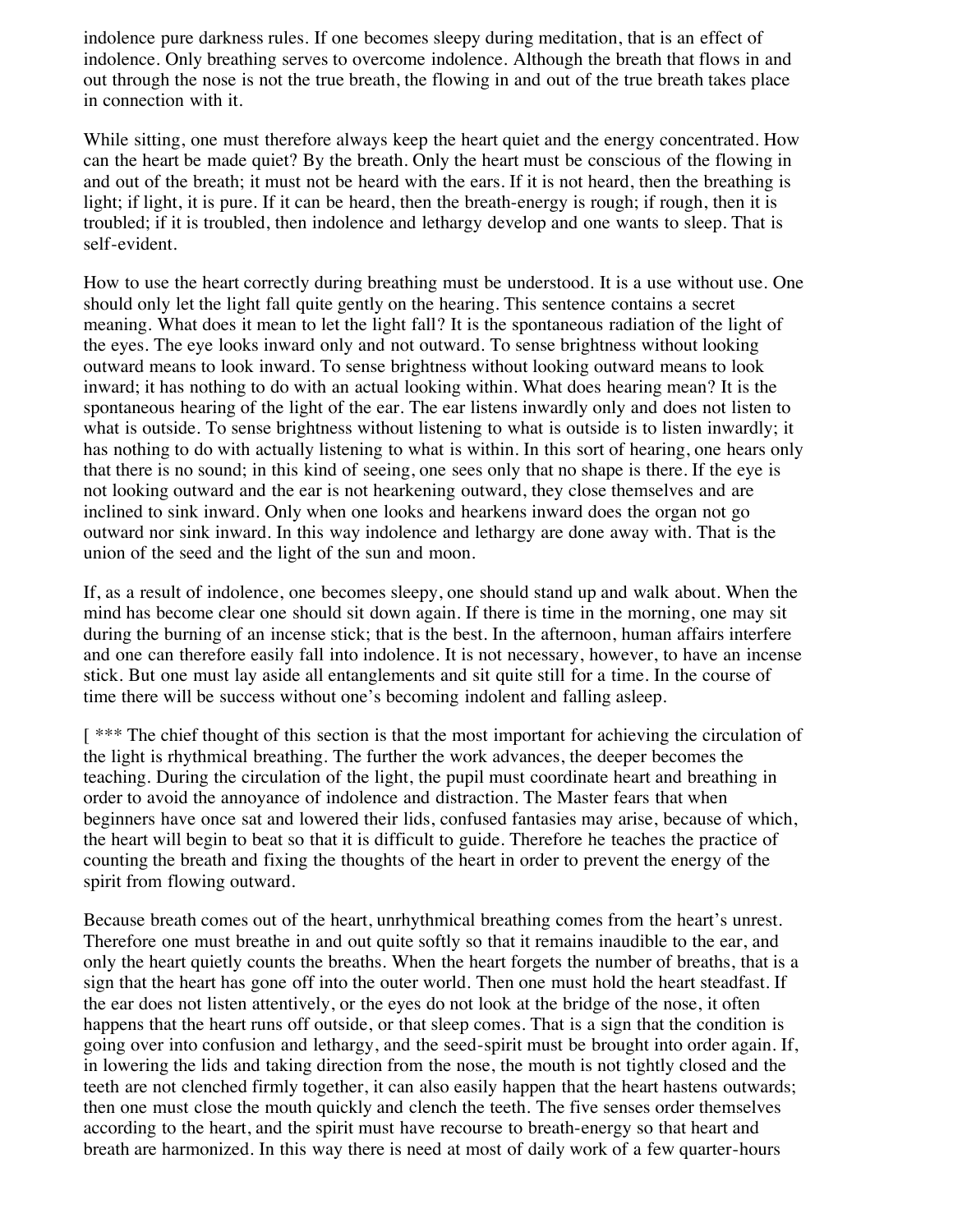indolence pure darkness rules. If one becomes sleepy during meditation, that is an effect of indolence. Only breathing serves to overcome indolence. Although the breath that flows in and out through the nose is not the true breath, the flowing in and out of the true breath takes place in connection with it.

While sitting, one must therefore always keep the heart quiet and the energy concentrated. How can the heart be made quiet? By the breath. Only the heart must be conscious of the flowing in and out of the breath; it must not be heard with the ears. If it is not heard, then the breathing is light; if light, it is pure. If it can be heard, then the breath-energy is rough; if rough, then it is troubled; if it is troubled, then indolence and lethargy develop and one wants to sleep. That is self-evident.

How to use the heart correctly during breathing must be understood. It is a use without use. One should only let the light fall quite gently on the hearing. This sentence contains a secret meaning. What does it mean to let the light fall? It is the spontaneous radiation of the light of the eyes. The eye looks inward only and not outward. To sense brightness without looking outward means to look inward. To sense brightness without looking outward means to look inward; it has nothing to do with an actual looking within. What does hearing mean? It is the spontaneous hearing of the light of the ear. The ear listens inwardly only and does not listen to what is outside. To sense brightness without listening to what is outside is to listen inwardly; it has nothing to do with actually listening to what is within. In this sort of hearing, one hears only that there is no sound; in this kind of seeing, one sees only that no shape is there. If the eye is not looking outward and the ear is not hearkening outward, they close themselves and are inclined to sink inward. Only when one looks and hearkens inward does the organ not go outward nor sink inward. In this way indolence and lethargy are done away with. That is the union of the seed and the light of the sun and moon.

If, as a result of indolence, one becomes sleepy, one should stand up and walk about. When the mind has become clear one should sit down again. If there is time in the morning, one may sit during the burning of an incense stick; that is the best. In the afternoon, human affairs interfere and one can therefore easily fall into indolence. It is not necessary, however, to have an incense stick. But one must lay aside all entanglements and sit quite still for a time. In the course of time there will be success without one's becoming indolent and falling asleep.

[ *** The chief thought of this section is that the most important for achieving the circulation of the light is rhythmical breathing. The further the work advances, the deeper becomes the teaching. During the circulation of the light, the pupil must coordinate heart and breathing in order to avoid the annoyance of indolence and distraction. The Master fears that when beginners have once sat and lowered their lids, confused fantasies may arise, because of which, the heart will begin to beat so that it is difficult to guide. Therefore he teaches the practice of counting the breath and fixing the thoughts of the heart in order to prevent the energy of the spirit from flowing outward.

Because breath comes out of the heart, unrhythmical breathing comes from the heart's unrest. Therefore one must breathe in and out quite softly so that it remains inaudible to the ear, and only the heart quietly counts the breaths. When the heart forgets the number of breaths, that is a sign that the heart has gone off into the outer world. Then one must hold the heart steadfast. If the ear does not listen attentively, or the eyes do not look at the bridge of the nose, it often happens that the heart runs off outside, or that sleep comes. That is a sign that the condition is going over into confusion and lethargy, and the seed-spirit must be brought into order again. If, in lowering the lids and taking direction from the nose, the mouth is not tightly closed and the teeth are not clenched firmly together, it can also easily happen that the heart hastens outwards; then one must close the mouth quickly and clench the teeth. The five senses order themselves according to the heart, and the spirit must have recourse to breath-energy so that heart and breath are harmonized. In this way there is need at most of daily work of a few quarter-hours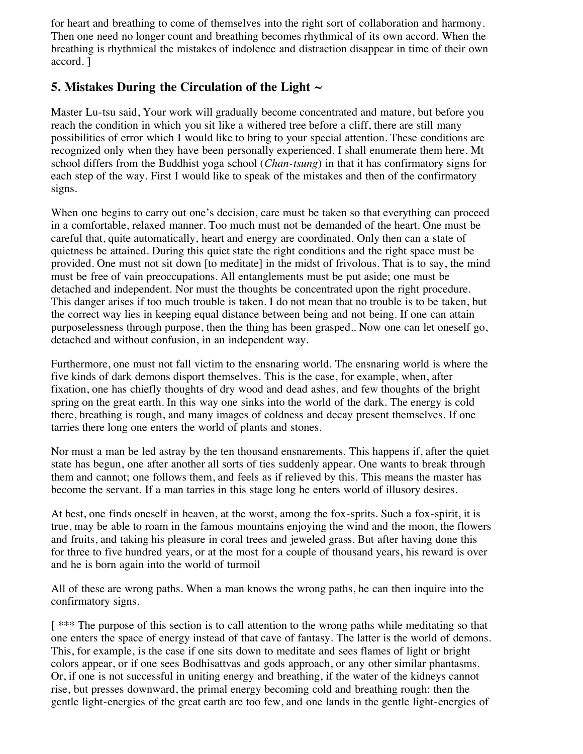for heart and breathing to come of themselves into the right sort of collaboration and harmony. Then one need no longer count and breathing becomes rhythmical of its own accord. When the breathing is rhythmical the mistakes of indolence and distraction disappear in time of their own accord. ]

### 5. Mistakes During the Circulation of the Light ~

Master Lu-tsu said, Your work will gradually become concentrated and mature, but before you reach the condition in which you sit like a withered tree before a cliff, there are still many possibilities of error which I would like to bring to your special attention. These conditions are recognized only when they have been personally experienced. I shall enumerate them here. Mt school differs from the Buddhist yoga school (*Chan-tsung*) in that it has confirmatory signs for each step of the way. First I would like to speak of the mistakes and then of the confirmatory signs.

When one begins to carry out one's decision, care must be taken so that everything can proceed in a comfortable, relaxed manner. Too much must not be demanded of the heart. One must be careful that, quite automatically, heart and energy are coordinated. Only then can a state of quietness be attained. During this quiet state the right conditions and the right space must be provided. One must not sit down [to meditate] in the midst of frivolous. That is to say, the mind must be free of vain preoccupations. All entanglements must be put aside; one must be detached and independent. Nor must the thoughts be concentrated upon the right procedure. This danger arises if too much trouble is taken. I do not mean that no trouble is to be taken, but the correct way lies in keeping equal distance between being and not being. If one can attain purposelessness through purpose, then the thing has been grasped.. Now one can let oneself go, detached and without confusion, in an independent way.

Furthermore, one must not fall victim to the ensnaring world. The ensnaring world is where the five kinds of dark demons disport themselves. This is the case, for example, when, after fixation, one has chiefly thoughts of dry wood and dead ashes, and few thoughts of the bright spring on the great earth. In this way one sinks into the world of the dark. The energy is cold there, breathing is rough, and many images of coldness and decay present themselves. If one tarries there long one enters the world of plants and stones.

Nor must a man be led astray by the ten thousand ensnarements. This happens if, after the quiet state has begun, one after another all sorts of ties suddenly appear. One wants to break through them and cannot; one follows them, and feels as if relieved by this. This means the master has become the servant. If a man tarries in this stage long he enters world of illusory desires.

At best, one finds oneself in heaven, at the worst, among the fox-sprits. Such a fox-spirit, it is true, may be able to roam in the famous mountains enjoying the wind and the moon, the flowers and fruits, and taking his pleasure in coral trees and jeweled grass. But after having done this for three to five hundred years, or at the most for a couple of thousand years, his reward is over and he is born again into the world of turmoil

All of these are wrong paths. When a man knows the wrong paths, he can then inquire into the confirmatory signs.

[ *** The purpose of this section is to call attention to the wrong paths while meditating so that one enters the space of energy instead of that cave of fantasy. The latter is the world of demons. This, for example, is the case if one sits down to meditate and sees flames of light or bright colors appear, or if one sees Bodhisattvas and gods approach, or any other similar phantasms. Or, if one is not successful in uniting energy and breathing, if the water of the kidneys cannot rise, but presses downward, the primal energy becoming cold and breathing rough: then the gentle light-energies of the great earth are too few, and one lands in the gentle light-energies of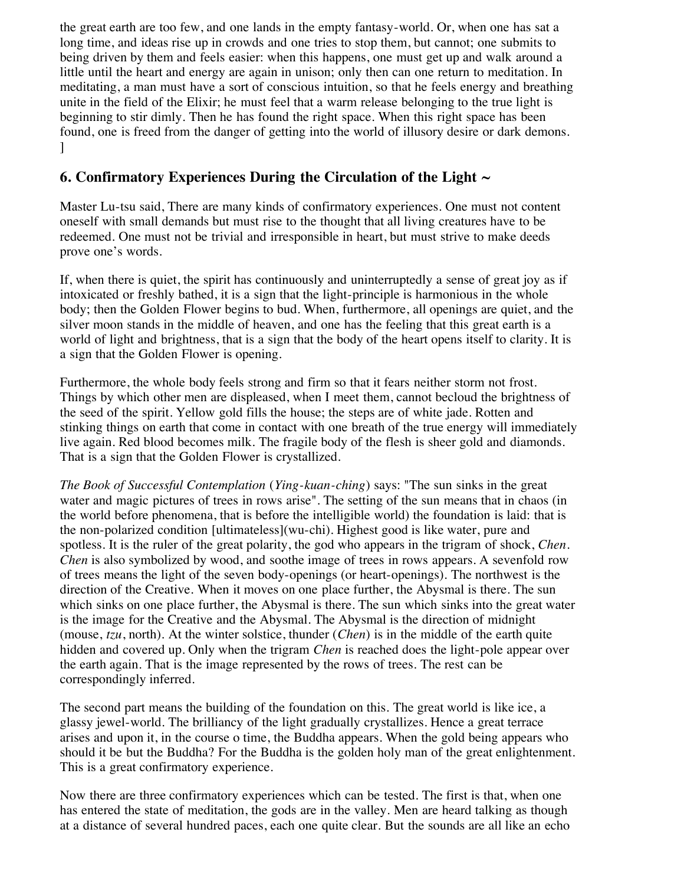the great earth are too few, and one lands in the empty fantasy-world. Or, when one has sat a long time, and ideas rise up in crowds and one tries to stop them, but cannot; one submits to being driven by them and feels easier: when this happens, one must get up and walk around a little until the heart and energy are again in unison; only then can one return to meditation. In meditating, a man must have a sort of conscious intuition, so that he feels energy and breathing unite in the field of the Elixir; he must feel that a warm release belonging to the true light is beginning to stir dimly. Then he has found the right space. When this right space has been found, one is freed from the danger of getting into the world of illusory desire or dark demons. ]

## 6. Confirmatory Experiences During the Circulation of the Light ~

Master Lu-tsu said, There are many kinds of confirmatory experiences. One must not content oneself with small demands but must rise to the thought that all living creatures have to be redeemed. One must not be trivial and irresponsible in heart, but must strive to make deeds prove one's words.

If, when there is quiet, the spirit has continuously and uninterruptedly a sense of great joy as if intoxicated or freshly bathed, it is a sign that the light-principle is harmonious in the whole body; then the Golden Flower begins to bud. When, furthermore, all openings are quiet, and the silver moon stands in the middle of heaven, and one has the feeling that this great earth is a world of light and brightness, that is a sign that the body of the heart opens itself to clarity. It is a sign that the Golden Flower is opening.

Furthermore, the whole body feels strong and firm so that it fears neither storm not frost. Things by which other men are displeased, when I meet them, cannot becloud the brightness of the seed of the spirit. Yellow gold fills the house; the steps are of white jade. Rotten and stinking things on earth that come in contact with one breath of the true energy will immediately live again. Red blood becomes milk. The fragile body of the flesh is sheer gold and diamonds. That is a sign that the Golden Flower is crystallized.

*The Book of Successful Contemplation* (*Ying-kuan-ching*) says: "The sun sinks in the great water and magic pictures of trees in rows arise". The setting of the sun means that in chaos (in the world before phenomena, that is before the intelligible world) the foundation is laid: that is the non-polarized condition [ultimateless](wu-chi). Highest good is like water, pure and spotless. It is the ruler of the great polarity, the god who appears in the trigram of shock, *Chen*. *Chen* is also symbolized by wood, and soothe image of trees in rows appears. A sevenfold row of trees means the light of the seven body-openings (or heart-openings). The northwest is the direction of the Creative. When it moves on one place further, the Abysmal is there. The sun which sinks on one place further, the Abysmal is there. The sun which sinks into the great water is the image for the Creative and the Abysmal. The Abysmal is the direction of midnight (mouse, *tzu*, north). At the winter solstice, thunder (*Chen*) is in the middle of the earth quite hidden and covered up. Only when the trigram *Chen* is reached does the light-pole appear over the earth again. That is the image represented by the rows of trees. The rest can be correspondingly inferred.

The second part means the building of the foundation on this. The great world is like ice, a glassy jewel-world. The brilliancy of the light gradually crystallizes. Hence a great terrace arises and upon it, in the course o time, the Buddha appears. When the gold being appears who should it be but the Buddha? For the Buddha is the golden holy man of the great enlightenment. This is a great confirmatory experience.

Now there are three confirmatory experiences which can be tested. The first is that, when one has entered the state of meditation, the gods are in the valley. Men are heard talking as though at a distance of several hundred paces, each one quite clear. But the sounds are all like an echo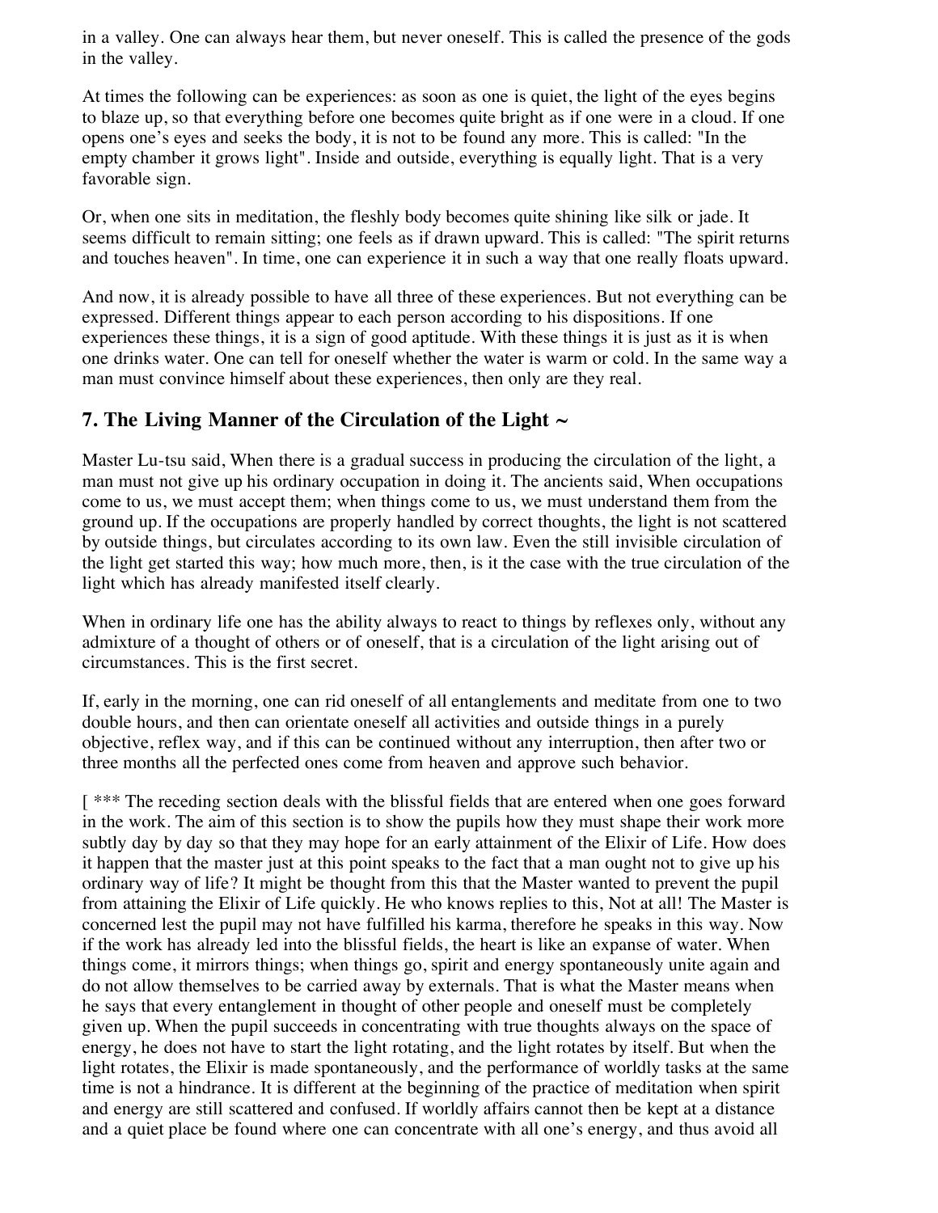in a valley. One can always hear them, but never oneself. This is called the presence of the gods in the valley.

At times the following can be experiences: as soon as one is quiet, the light of the eyes begins to blaze up, so that everything before one becomes quite bright as if one were in a cloud. If one opens one's eyes and seeks the body, it is not to be found any more. This is called: "In the empty chamber it grows light". Inside and outside, everything is equally light. That is a very favorable sign.

Or, when one sits in meditation, the fleshly body becomes quite shining like silk or jade. It seems difficult to remain sitting; one feels as if drawn upward. This is called: "The spirit returns and touches heaven". In time, one can experience it in such a way that one really floats upward.

And now, it is already possible to have all three of these experiences. But not everything can be expressed. Different things appear to each person according to his dispositions. If one experiences these things, it is a sign of good aptitude. With these things it is just as it is when one drinks water. One can tell for oneself whether the water is warm or cold. In the same way a man must convince himself about these experiences, then only are they real.

## 7. The Living Manner of the Circulation of the Light ~

Master Lu-tsu said, When there is a gradual success in producing the circulation of the light, a man must not give up his ordinary occupation in doing it. The ancients said, When occupations come to us, we must accept them; when things come to us, we must understand them from the ground up. If the occupations are properly handled by correct thoughts, the light is not scattered by outside things, but circulates according to its own law. Even the still invisible circulation of the light get started this way; how much more, then, is it the case with the true circulation of the light which has already manifested itself clearly.

When in ordinary life one has the ability always to react to things by reflexes only, without any admixture of a thought of others or of oneself, that is a circulation of the light arising out of circumstances. This is the first secret.

If, early in the morning, one can rid oneself of all entanglements and meditate from one to two double hours, and then can orientate oneself all activities and outside things in a purely objective, reflex way, and if this can be continued without any interruption, then after two or three months all the perfected ones come from heaven and approve such behavior.

[ *** The receding section deals with the blissful fields that are entered when one goes forward in the work. The aim of this section is to show the pupils how they must shape their work more subtly day by day so that they may hope for an early attainment of the Elixir of Life. How does it happen that the master just at this point speaks to the fact that a man ought not to give up his ordinary way of life? It might be thought from this that the Master wanted to prevent the pupil from attaining the Elixir of Life quickly. He who knows replies to this, Not at all! The Master is concerned lest the pupil may not have fulfilled his karma, therefore he speaks in this way. Now if the work has already led into the blissful fields, the heart is like an expanse of water. When things come, it mirrors things; when things go, spirit and energy spontaneously unite again and do not allow themselves to be carried away by externals. That is what the Master means when he says that every entanglement in thought of other people and oneself must be completely given up. When the pupil succeeds in concentrating with true thoughts always on the space of energy, he does not have to start the light rotating, and the light rotates by itself. But when the light rotates, the Elixir is made spontaneously, and the performance of worldly tasks at the same time is not a hindrance. It is different at the beginning of the practice of meditation when spirit and energy are still scattered and confused. If worldly affairs cannot then be kept at a distance and a quiet place be found where one can concentrate with all one's energy, and thus avoid all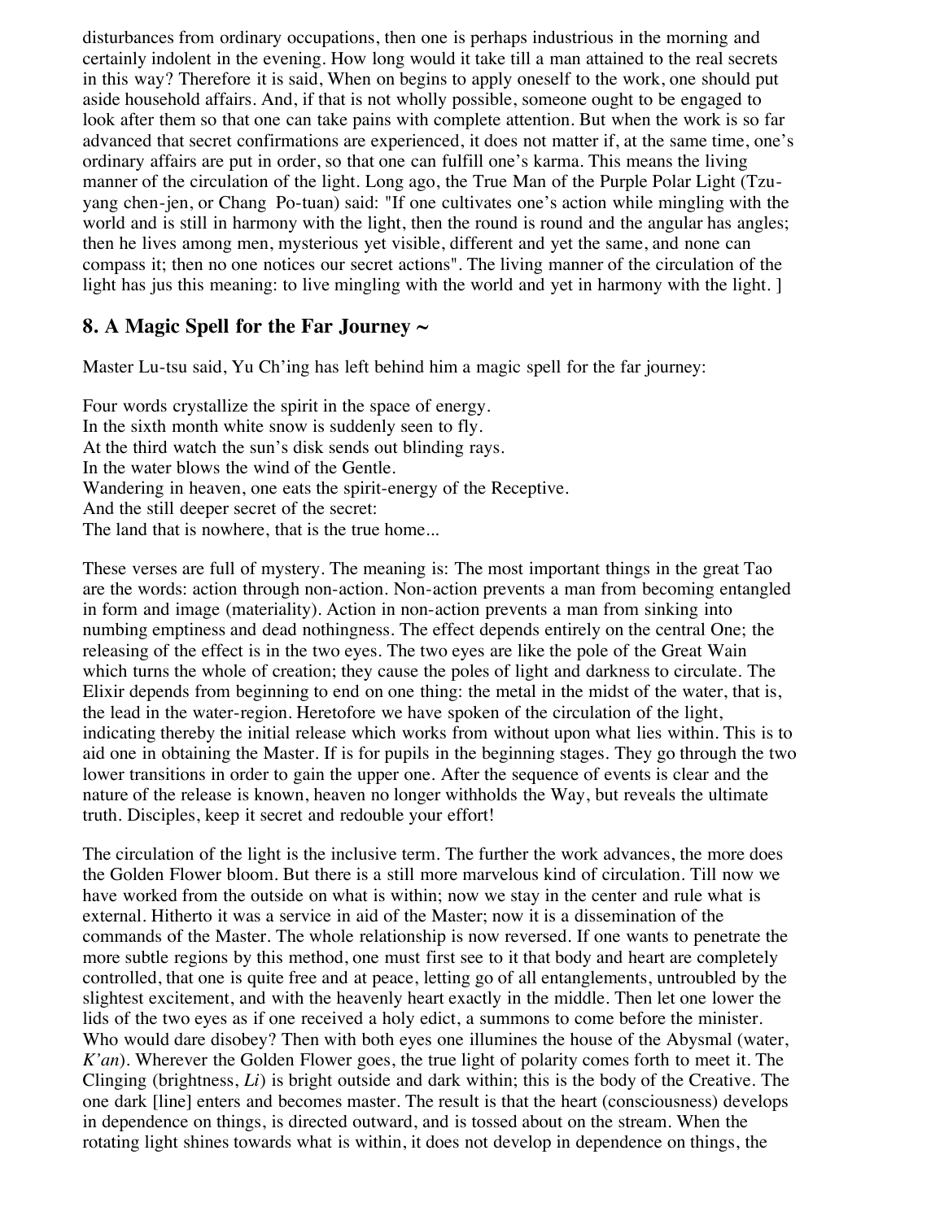disturbances from ordinary occupations, then one is perhaps industrious in the morning and certainly indolent in the evening. How long would it take till a man attained to the real secrets in this way? Therefore it is said, When on begins to apply oneself to the work, one should put aside household affairs. And, if that is not wholly possible, someone ought to be engaged to look after them so that one can take pains with complete attention. But when the work is so far advanced that secret confirmations are experienced, it does not matter if, at the same time, one's ordinary affairs are put in order, so that one can fulfill one's karma. This means the living manner of the circulation of the light. Long ago, the True Man of the Purple Polar Light (Tzu-yang chen-jen, or Chang Po-tuan) said: "If one cultivates one's action while mingling with the world and is still in harmony with the light, then the round is round and the angular has angles; then he lives among men, mysterious yet visible, different and yet the same, and none can compass it; then no one notices our secret actions". The living manner of the circulation of the light has jus this meaning: to live mingling with the world and yet in harmony with the light. ]

## 8. A Magic Spell for the Far Journey ~

Master Lu-tsu said, Yu Ch'ing has left behind him a magic spell for the far journey:

Four words crystallize the spirit in the space of energy.
In the sixth month white snow is suddenly seen to fly.
At the third watch the sun's disk sends out blinding rays.
In the water blows the wind of the Gentle.
Wandering in heaven, one eats the spirit-energy of the Receptive.
And the still deeper secret of the secret:
The land that is nowhere, that is the true home...

These verses are full of mystery. The meaning is: The most important things in the great Tao are the words: action through non-action. Non-action prevents a man from becoming entangled in form and image (materiality). Action in non-action prevents a man from sinking into numbing emptiness and dead nothingness. The effect depends entirely on the central One; the releasing of the effect is in the two eyes. The two eyes are like the pole of the Great Wain which turns the whole of creation; they cause the poles of light and darkness to circulate. The Elixir depends from beginning to end on one thing: the metal in the midst of the water, that is, the lead in the water-region. Heretofore we have spoken of the circulation of the light, indicating thereby the initial release which works from without upon what lies within. This is to aid one in obtaining the Master. If is for pupils in the beginning stages. They go through the two lower transitions in order to gain the upper one. After the sequence of events is clear and the nature of the release is known, heaven no longer withholds the Way, but reveals the ultimate truth. Disciples, keep it secret and redouble your effort!

The circulation of the light is the inclusive term. The further the work advances, the more does the Golden Flower bloom. But there is a still more marvelous kind of circulation. Till now we have worked from the outside on what is within; now we stay in the center and rule what is external. Hitherto it was a service in aid of the Master; now it is a dissemination of the commands of the Master. The whole relationship is now reversed. If one wants to penetrate the more subtle regions by this method, one must first see to it that body and heart are completely controlled, that one is quite free and at peace, letting go of all entanglements, untroubled by the slightest excitement, and with the heavenly heart exactly in the middle. Then let one lower the lids of the two eyes as if one received a holy edict, a summons to come before the minister. Who would dare disobey? Then with both eyes one illumines the house of the Abysmal (water, *K'an*). Wherever the Golden Flower goes, the true light of polarity comes forth to meet it. The Clinging (brightness, *Li*) is bright outside and dark within; this is the body of the Creative. The one dark [line] enters and becomes master. The result is that the heart (consciousness) develops in dependence on things, is directed outward, and is tossed about on the stream. When the rotating light shines towards what is within, it does not develop in dependence on things, the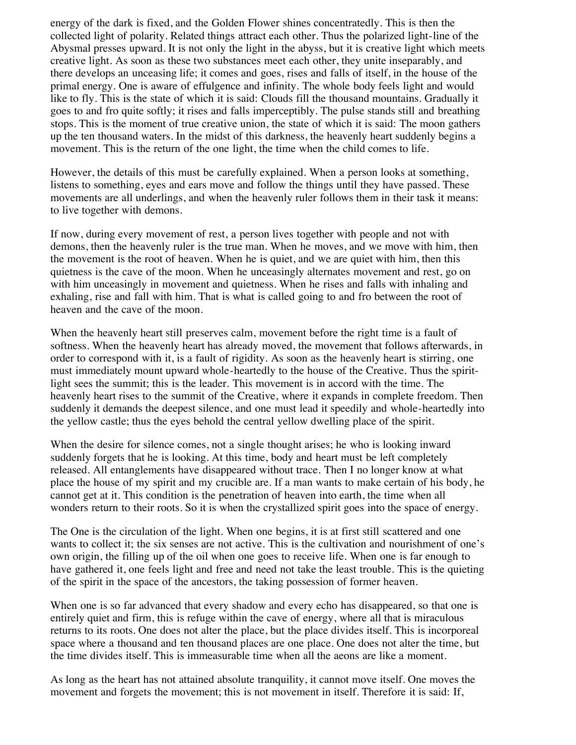energy of the dark is fixed, and the Golden Flower shines concentratedly. This is then the collected light of polarity. Related things attract each other. Thus the polarized light-line of the Abysmal presses upward. It is not only the light in the abyss, but it is creative light which meets creative light. As soon as these two substances meet each other, they unite inseparably, and there develops an unceasing life; it comes and goes, rises and falls of itself, in the house of the primal energy. One is aware of effulgence and infinity. The whole body feels light and would like to fly. This is the state of which it is said: Clouds fill the thousand mountains. Gradually it goes to and fro quite softly; it rises and falls imperceptibly. The pulse stands still and breathing stops. This is the moment of true creative union, the state of which it is said: The moon gathers up the ten thousand waters. In the midst of this darkness, the heavenly heart suddenly begins a movement. This is the return of the one light, the time when the child comes to life.

However, the details of this must be carefully explained. When a person looks at something, listens to something, eyes and ears move and follow the things until they have passed. These movements are all underlings, and when the heavenly ruler follows them in their task it means: to live together with demons.

If now, during every movement of rest, a person lives together with people and not with demons, then the heavenly ruler is the true man. When he moves, and we move with him, then the movement is the root of heaven. When he is quiet, and we are quiet with him, then this quietness is the cave of the moon. When he unceasingly alternates movement and rest, go on with him unceasingly in movement and quietness. When he rises and falls with inhaling and exhaling, rise and fall with him. That is what is called going to and fro between the root of heaven and the cave of the moon.

When the heavenly heart still preserves calm, movement before the right time is a fault of softness. When the heavenly heart has already moved, the movement that follows afterwards, in order to correspond with it, is a fault of rigidity. As soon as the heavenly heart is stirring, one must immediately mount upward whole-heartedly to the house of the Creative. Thus the spirit-light sees the summit; this is the leader. This movement is in accord with the time. The heavenly heart rises to the summit of the Creative, where it expands in complete freedom. Then suddenly it demands the deepest silence, and one must lead it speedily and whole-heartedly into the yellow castle; thus the eyes behold the central yellow dwelling place of the spirit.

When the desire for silence comes, not a single thought arises; he who is looking inward suddenly forgets that he is looking. At this time, body and heart must be left completely released. All entanglements have disappeared without trace. Then I no longer know at what place the house of my spirit and my crucible are. If a man wants to make certain of his body, he cannot get at it. This condition is the penetration of heaven into earth, the time when all wonders return to their roots. So it is when the crystallized spirit goes into the space of energy.

The One is the circulation of the light. When one begins, it is at first still scattered and one wants to collect it; the six senses are not active. This is the cultivation and nourishment of one's own origin, the filling up of the oil when one goes to receive life. When one is far enough to have gathered it, one feels light and free and need not take the least trouble. This is the quieting of the spirit in the space of the ancestors, the taking possession of former heaven.

When one is so far advanced that every shadow and every echo has disappeared, so that one is entirely quiet and firm, this is refuge within the cave of energy, where all that is miraculous returns to its roots. One does not alter the place, but the place divides itself. This is incorporeal space where a thousand and ten thousand places are one place. One does not alter the time, but the time divides itself. This is immeasurable time when all the aeons are like a moment.

As long as the heart has not attained absolute tranquility, it cannot move itself. One moves the movement and forgets the movement; this is not movement in itself. Therefore it is said: If,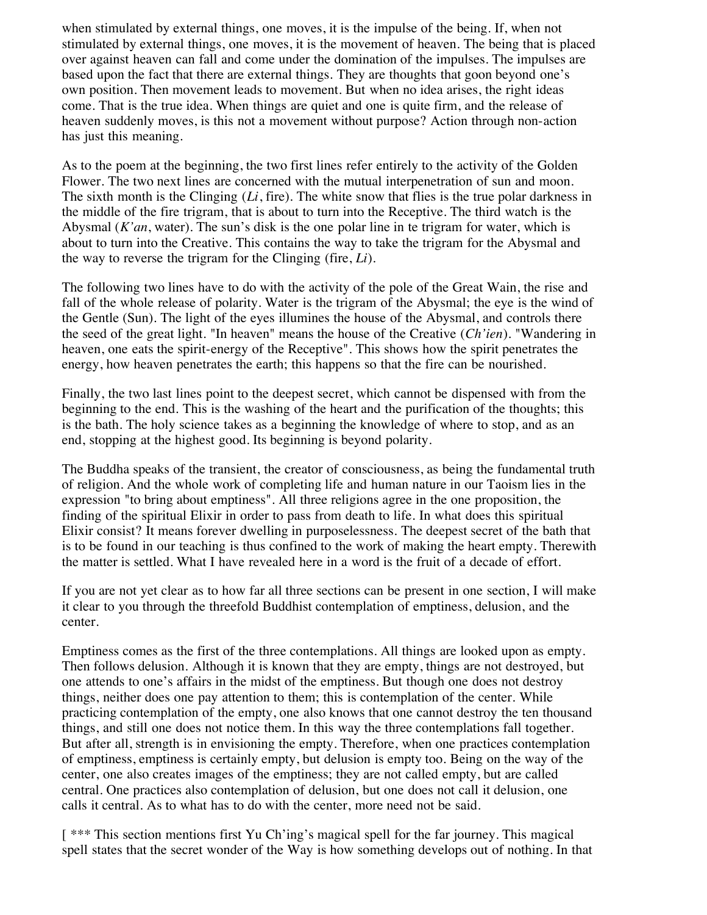when stimulated by external things, one moves, it is the impulse of the being. If, when not stimulated by external things, one moves, it is the movement of heaven. The being that is placed over against heaven can fall and come under the domination of the impulses. The impulses are based upon the fact that there are external things. They are thoughts that goon beyond one's own position. Then movement leads to movement. But when no idea arises, the right ideas come. That is the true idea. When things are quiet and one is quite firm, and the release of heaven suddenly moves, is this not a movement without purpose? Action through non-action has just this meaning.

As to the poem at the beginning, the two first lines refer entirely to the activity of the Golden Flower. The two next lines are concerned with the mutual interpenetration of sun and moon. The sixth month is the Clinging (*Li*, fire). The white snow that flies is the true polar darkness in the middle of the fire trigram, that is about to turn into the Receptive. The third watch is the Abysmal (*K'an*, water). The sun's disk is the one polar line in te trigram for water, which is about to turn into the Creative. This contains the way to take the trigram for the Abysmal and the way to reverse the trigram for the Clinging (fire, *Li*).

The following two lines have to do with the activity of the pole of the Great Wain, the rise and fall of the whole release of polarity. Water is the trigram of the Abysmal; the eye is the wind of the Gentle (Sun). The light of the eyes illumines the house of the Abysmal, and controls there the seed of the great light. "In heaven" means the house of the Creative (*Ch'ien*). "Wandering in heaven, one eats the spirit-energy of the Receptive". This shows how the spirit penetrates the energy, how heaven penetrates the earth; this happens so that the fire can be nourished.

Finally, the two last lines point to the deepest secret, which cannot be dispensed with from the beginning to the end. This is the washing of the heart and the purification of the thoughts; this is the bath. The holy science takes as a beginning the knowledge of where to stop, and as an end, stopping at the highest good. Its beginning is beyond polarity.

The Buddha speaks of the transient, the creator of consciousness, as being the fundamental truth of religion. And the whole work of completing life and human nature in our Taoism lies in the expression "to bring about emptiness". All three religions agree in the one proposition, the finding of the spiritual Elixir in order to pass from death to life. In what does this spiritual Elixir consist? It means forever dwelling in purposelessness. The deepest secret of the bath that is to be found in our teaching is thus confined to the work of making the heart empty. Therewith the matter is settled. What I have revealed here in a word is the fruit of a decade of effort.

If you are not yet clear as to how far all three sections can be present in one section, I will make it clear to you through the threefold Buddhist contemplation of emptiness, delusion, and the center.

Emptiness comes as the first of the three contemplations. All things are looked upon as empty. Then follows delusion. Although it is known that they are empty, things are not destroyed, but one attends to one's affairs in the midst of the emptiness. But though one does not destroy things, neither does one pay attention to them; this is contemplation of the center. While practicing contemplation of the empty, one also knows that one cannot destroy the ten thousand things, and still one does not notice them. In this way the three contemplations fall together. But after all, strength is in envisioning the empty. Therefore, when one practices contemplation of emptiness, emptiness is certainly empty, but delusion is empty too. Being on the way of the center, one also creates images of the emptiness; they are not called empty, but are called central. One practices also contemplation of delusion, but one does not call it delusion, one calls it central. As to what has to do with the center, more need not be said.

[ *** This section mentions first Yu Ch'ing's magical spell for the far journey. This magical spell states that the secret wonder of the Way is how something develops out of nothing. In that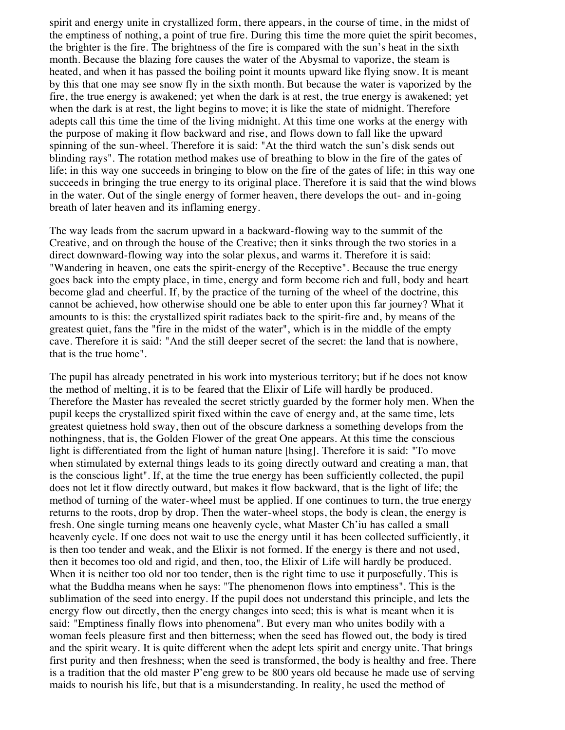spirit and energy unite in crystallized form, there appears, in the course of time, in the midst of the emptiness of nothing, a point of true fire. During this time the more quiet the spirit becomes, the brighter is the fire. The brightness of the fire is compared with the sun's heat in the sixth month. Because the blazing fore causes the water of the Abysmal to vaporize, the steam is heated, and when it has passed the boiling point it mounts upward like flying snow. It is meant by this that one may see snow fly in the sixth month. But because the water is vaporized by the fire, the true energy is awakened; yet when the dark is at rest, the true energy is awakened; yet when the dark is at rest, the light begins to move; it is like the state of midnight. Therefore adepts call this time the time of the living midnight. At this time one works at the energy with the purpose of making it flow backward and rise, and flows down to fall like the upward spinning of the sun-wheel. Therefore it is said: "At the third watch the sun's disk sends out blinding rays". The rotation method makes use of breathing to blow in the fire of the gates of life; in this way one succeeds in bringing to blow on the fire of the gates of life; in this way one succeeds in bringing the true energy to its original place. Therefore it is said that the wind blows in the water. Out of the single energy of former heaven, there develops the out- and in-going breath of later heaven and its inflaming energy.

The way leads from the sacrum upward in a backward-flowing way to the summit of the Creative, and on through the house of the Creative; then it sinks through the two stories in a direct downward-flowing way into the solar plexus, and warms it. Therefore it is said: "Wandering in heaven, one eats the spirit-energy of the Receptive". Because the true energy goes back into the empty place, in time, energy and form become rich and full, body and heart become glad and cheerful. If, by the practice of the turning of the wheel of the doctrine, this cannot be achieved, how otherwise should one be able to enter upon this far journey? What it amounts to is this: the crystallized spirit radiates back to the spirit-fire and, by means of the greatest quiet, fans the "fire in the midst of the water", which is in the middle of the empty cave. Therefore it is said: "And the still deeper secret of the secret: the land that is nowhere, that is the true home".

The pupil has already penetrated in his work into mysterious territory; but if he does not know the method of melting, it is to be feared that the Elixir of Life will hardly be produced. Therefore the Master has revealed the secret strictly guarded by the former holy men. When the pupil keeps the crystallized spirit fixed within the cave of energy and, at the same time, lets greatest quietness hold sway, then out of the obscure darkness a something develops from the nothingness, that is, the Golden Flower of the great One appears. At this time the conscious light is differentiated from the light of human nature [hsing]. Therefore it is said: "To move when stimulated by external things leads to its going directly outward and creating a man, that is the conscious light". If, at the time the true energy has been sufficiently collected, the pupil does not let it flow directly outward, but makes it flow backward, that is the light of life; the method of turning of the water-wheel must be applied. If one continues to turn, the true energy returns to the roots, drop by drop. Then the water-wheel stops, the body is clean, the energy is fresh. One single turning means one heavenly cycle, what Master Ch'iu has called a small heavenly cycle. If one does not wait to use the energy until it has been collected sufficiently, it is then too tender and weak, and the Elixir is not formed. If the energy is there and not used, then it becomes too old and rigid, and then, too, the Elixir of Life will hardly be produced. When it is neither too old nor too tender, then is the right time to use it purposefully. This is what the Buddha means when he says: "The phenomenon flows into emptiness". This is the sublimation of the seed into energy. If the pupil does not understand this principle, and lets the energy flow out directly, then the energy changes into seed; this is what is meant when it is said: "Emptiness finally flows into phenomena". But every man who unites bodily with a woman feels pleasure first and then bitterness; when the seed has flowed out, the body is tired and the spirit weary. It is quite different when the adept lets spirit and energy unite. That brings first purity and then freshness; when the seed is transformed, the body is healthy and free. There is a tradition that the old master P'eng grew to be 800 years old because he made use of serving maids to nourish his life, but that is a misunderstanding. In reality, he used the method of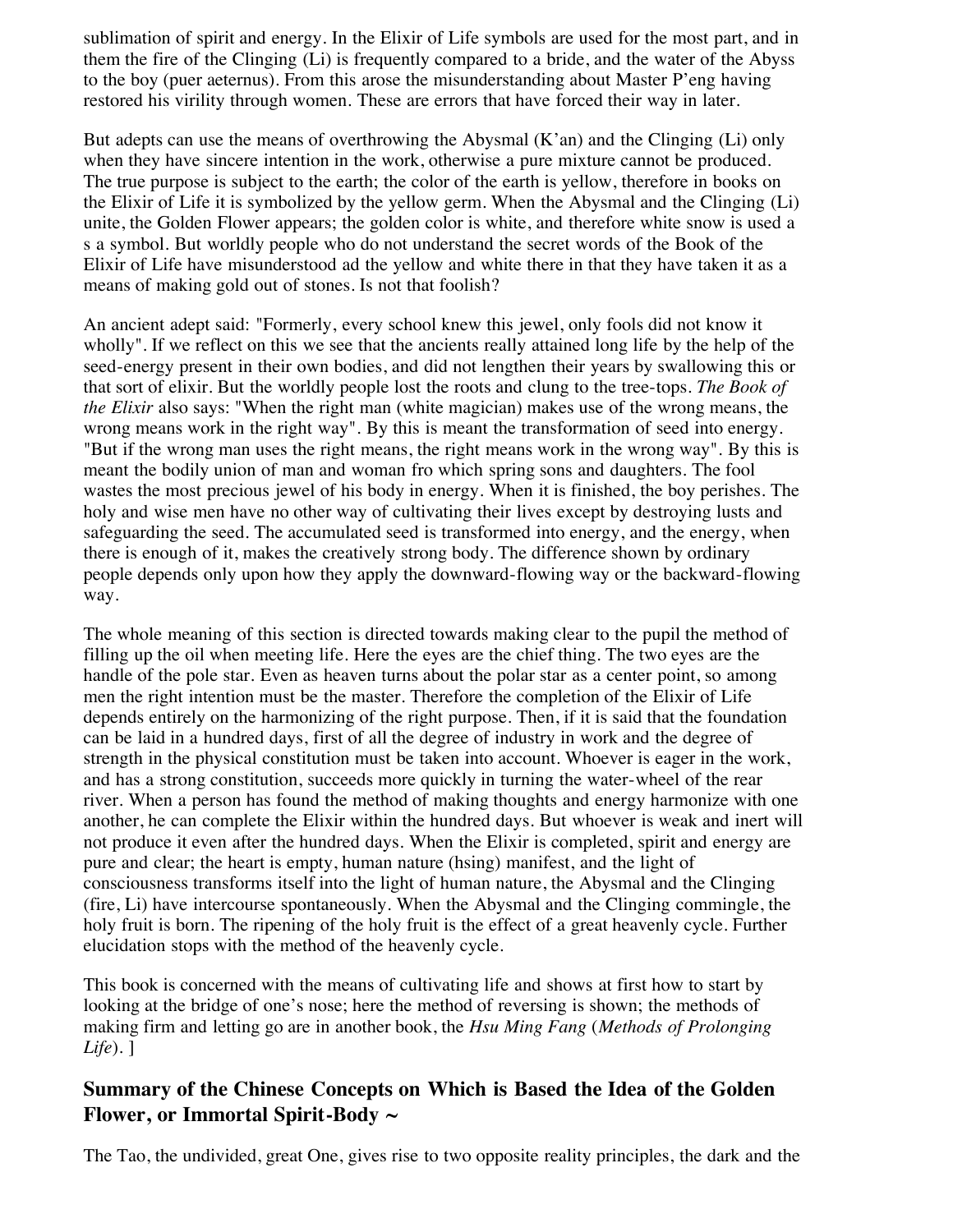sublimation of spirit and energy. In the Elixir of Life symbols are used for the most part, and in them the fire of the Clinging (Li) is frequently compared to a bride, and the water of the Abyss to the boy (puer aeternus). From this arose the misunderstanding about Master P'eng having restored his virility through women. These are errors that have forced their way in later.

But adepts can use the means of overthrowing the Abysmal (K'an) and the Clinging (Li) only when they have sincere intention in the work, otherwise a pure mixture cannot be produced. The true purpose is subject to the earth; the color of the earth is yellow, therefore in books on the Elixir of Life it is symbolized by the yellow germ. When the Abysmal and the Clinging (Li) unite, the Golden Flower appears; the golden color is white, and therefore white snow is used a s a symbol. But worldly people who do not understand the secret words of the Book of the Elixir of Life have misunderstood ad the yellow and white there in that they have taken it as a means of making gold out of stones. Is not that foolish?

An ancient adept said: "Formerly, every school knew this jewel, only fools did not know it wholly". If we reflect on this we see that the ancients really attained long life by the help of the seed-energy present in their own bodies, and did not lengthen their years by swallowing this or that sort of elixir. But the worldly people lost the roots and clung to the tree-tops. *The Book of the Elixir* also says: "When the right man (white magician) makes use of the wrong means, the wrong means work in the right way". By this is meant the transformation of seed into energy. "But if the wrong man uses the right means, the right means work in the wrong way". By this is meant the bodily union of man and woman fro which spring sons and daughters. The fool wastes the most precious jewel of his body in energy. When it is finished, the boy perishes. The holy and wise men have no other way of cultivating their lives except by destroying lusts and safeguarding the seed. The accumulated seed is transformed into energy, and the energy, when there is enough of it, makes the creatively strong body. The difference shown by ordinary people depends only upon how they apply the downward-flowing way or the backward-flowing way.

The whole meaning of this section is directed towards making clear to the pupil the method of filling up the oil when meeting life. Here the eyes are the chief thing. The two eyes are the handle of the pole star. Even as heaven turns about the polar star as a center point, so among men the right intention must be the master. Therefore the completion of the Elixir of Life depends entirely on the harmonizing of the right purpose. Then, if it is said that the foundation can be laid in a hundred days, first of all the degree of industry in work and the degree of strength in the physical constitution must be taken into account. Whoever is eager in the work, and has a strong constitution, succeeds more quickly in turning the water-wheel of the rear river. When a person has found the method of making thoughts and energy harmonize with one another, he can complete the Elixir within the hundred days. But whoever is weak and inert will not produce it even after the hundred days. When the Elixir is completed, spirit and energy are pure and clear; the heart is empty, human nature (hsing) manifest, and the light of consciousness transforms itself into the light of human nature, the Abysmal and the Clinging (fire, Li) have intercourse spontaneously. When the Abysmal and the Clinging commingle, the holy fruit is born. The ripening of the holy fruit is the effect of a great heavenly cycle. Further elucidation stops with the method of the heavenly cycle.

This book is concerned with the means of cultivating life and shows at first how to start by looking at the bridge of one's nose; here the method of reversing is shown; the methods of making firm and letting go are in another book, the *Hsu Ming Fang* (*Methods of Prolonging Life*). ]

## Summary of the Chinese Concepts on Which is Based the Idea of the Golden Flower, or Immortal Spirit-Body ~

The Tao, the undivided, great One, gives rise to two opposite reality principles, the dark and the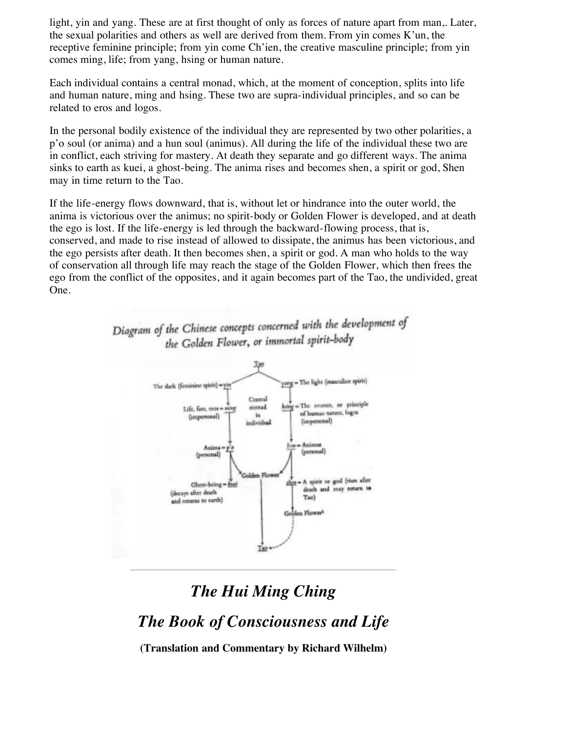light, yin and yang. These are at first thought of only as forces of nature apart from man,. Later, the sexual polarities and others as well are derived from them. From yin comes K'un, the receptive feminine principle; from yin come Ch'ien, the creative masculine principle; from yin comes ming, life; from yang, hsing or human nature.

Each individual contains a central monad, which, at the moment of conception, splits into life and human nature, ming and hsing. These two are supra-individual principles, and so can be related to eros and logos.

In the personal bodily existence of the individual they are represented by two other polarities, a p'o soul (or anima) and a hun soul (animus). All during the life of the individual these two are in conflict, each striving for mastery. At death they separate and go different ways. The anima sinks to earth as kuei, a ghost-being. The anima rises and becomes shen, a spirit or god, Shen may in time return to the Tao.

If the life-energy flows downward, that is, without let or hindrance into the outer world, the anima is victorious over the animus; no spirit-body or Golden Flower is developed, and at death the ego is lost. If the life-energy is led through the backward-flowing process, that is, conserved, and made to rise instead of allowed to dissipate, the animus has been victorious, and the ego persists after death. It then becomes shen, a spirit or god. A man who holds to the way of conservation all through life may reach the stage of the Golden Flower, which then frees the ego from the conflict of the opposites, and it again becomes part of the Tao, the undivided, great One.

*Diagram of the Chinese concepts concerned with the development of the Golden Flower, or immortal spirit-body*

Tao

The dark (feminine spirit) = yin | yang = The light (masculine spirit)

Life, fate, eros = ming (impersonal) | Central monad in individual | hsing = The essence, or principle of human nature, logos (impersonal)

Anima = p'o (personal) | hun = Animus (personal)

Golden Flower

Ghost-being = kuei (decays after death and returns to earth) | shen = A spirit or god (rises after death and may return to Tao)

Golden Flower[1]

Tao

---

# *The Hui Ming Ching*

## *The Book of Consciousness and Life*

**(Translation and Commentary by Richard Wilhelm)**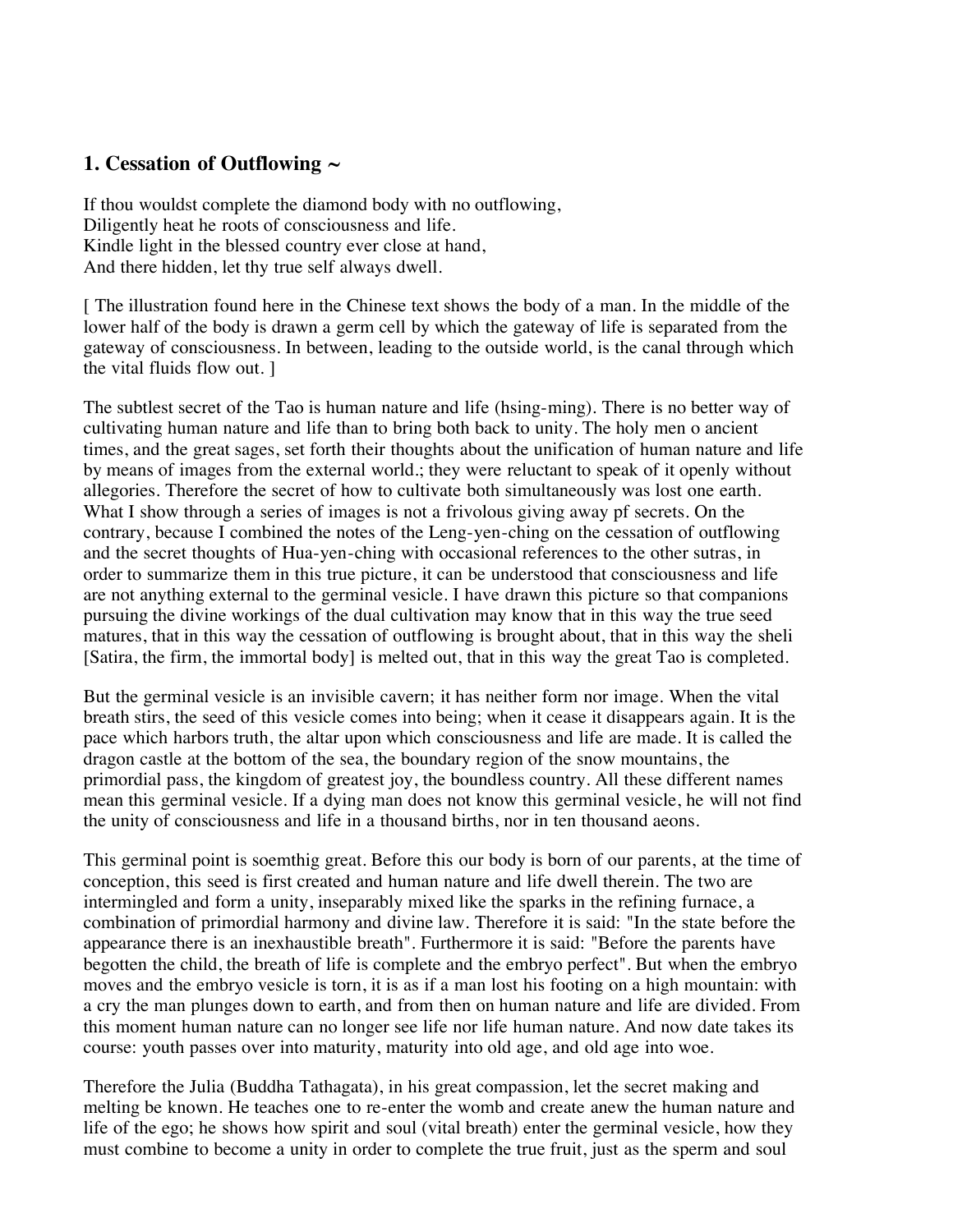## 1. Cessation of Outflowing ~

If thou wouldst complete the diamond body with no outflowing,
Diligently heat he roots of consciousness and life.
Kindle light in the blessed country ever close at hand,
And there hidden, let thy true self always dwell.

[ The illustration found here in the Chinese text shows the body of a man. In the middle of the lower half of the body is drawn a germ cell by which the gateway of life is separated from the gateway of consciousness. In between, leading to the outside world, is the canal through which the vital fluids flow out. ]

The subtlest secret of the Tao is human nature and life (hsing-ming). There is no better way of cultivating human nature and life than to bring both back to unity. The holy men o ancient times, and the great sages, set forth their thoughts about the unification of human nature and life by means of images from the external world.; they were reluctant to speak of it openly without allegories. Therefore the secret of how to cultivate both simultaneously was lost one earth. What I show through a series of images is not a frivolous giving away pf secrets. On the contrary, because I combined the notes of the Leng-yen-ching on the cessation of outflowing and the secret thoughts of Hua-yen-ching with occasional references to the other sutras, in order to summarize them in this true picture, it can be understood that consciousness and life are not anything external to the germinal vesicle. I have drawn this picture so that companions pursuing the divine workings of the dual cultivation may know that in this way the true seed matures, that in this way the cessation of outflowing is brought about, that in this way the sheli [Satira, the firm, the immortal body] is melted out, that in this way the great Tao is completed.

But the germinal vesicle is an invisible cavern; it has neither form nor image. When the vital breath stirs, the seed of this vesicle comes into being; when it cease it disappears again. It is the pace which harbors truth, the altar upon which consciousness and life are made. It is called the dragon castle at the bottom of the sea, the boundary region of the snow mountains, the primordial pass, the kingdom of greatest joy, the boundless country. All these different names mean this germinal vesicle. If a dying man does not know this germinal vesicle, he will not find the unity of consciousness and life in a thousand births, nor in ten thousand aeons.

This germinal point is soemthig great. Before this our body is born of our parents, at the time of conception, this seed is first created and human nature and life dwell therein. The two are intermingled and form a unity, inseparably mixed like the sparks in the refining furnace, a combination of primordial harmony and divine law. Therefore it is said: "In the state before the appearance there is an inexhaustible breath". Furthermore it is said: "Before the parents have begotten the child, the breath of life is complete and the embryo perfect". But when the embryo moves and the embryo vesicle is torn, it is as if a man lost his footing on a high mountain: with a cry the man plunges down to earth, and from then on human nature and life are divided. From this moment human nature can no longer see life nor life human nature. And now date takes its course: youth passes over into maturity, maturity into old age, and old age into woe.

Therefore the Julia (Buddha Tathagata), in his great compassion, let the secret making and melting be known. He teaches one to re-enter the womb and create anew the human nature and life of the ego; he shows how spirit and soul (vital breath) enter the germinal vesicle, how they must combine to become a unity in order to complete the true fruit, just as the sperm and soul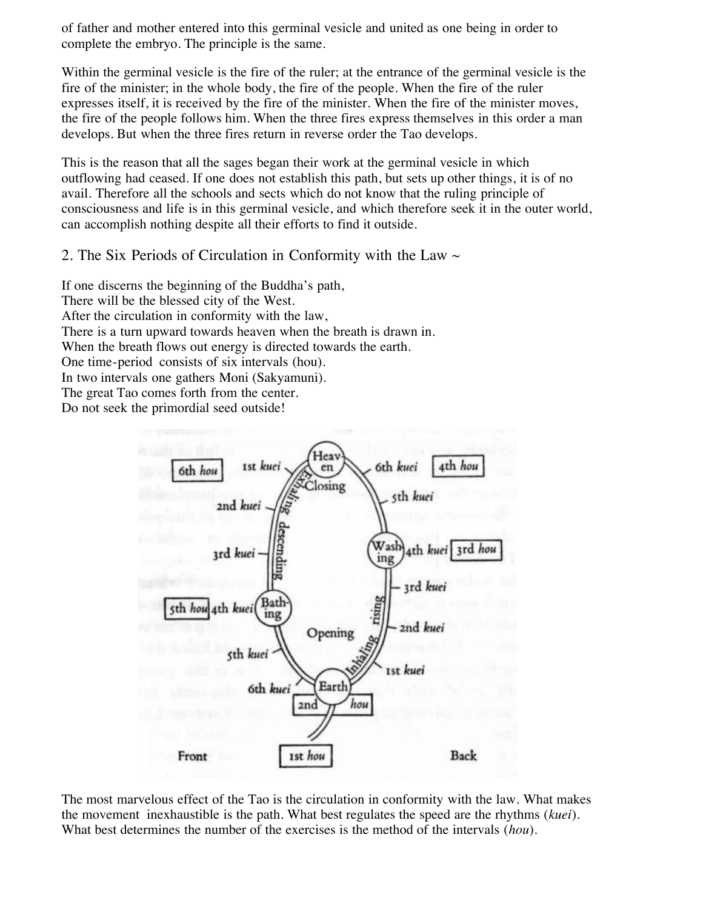of father and mother entered into this germinal vesicle and united as one being in order to complete the embryo. The principle is the same.

Within the germinal vesicle is the fire of the ruler; at the entrance of the germinal vesicle is the fire of the minister; in the whole body, the fire of the people. When the fire of the ruler expresses itself, it is received by the fire of the minister. When the fire of the minister moves, the fire of the people follows him. When the three fires express themselves in this order a man develops. But when the three fires return in reverse order the Tao develops.

This is the reason that all the sages began their work at the germinal vesicle in which outflowing had ceased. If one does not establish this path, but sets up other things, it is of no avail. Therefore all the schools and sects which do not know that the ruling principle of consciousness and life is in this germinal vesicle, and which therefore seek it in the outer world, can accomplish nothing despite all their efforts to find it outside.

## 2. The Six Periods of Circulation in Conformity with the Law ~

If one discerns the beginning of the Buddha's path,
There will be the blessed city of the West.
After the circulation in conformity with the law,
There is a turn upward towards heaven when the breath is drawn in.
When the breath flows out energy is directed towards the earth.
One time-period consists of six intervals (hou).
In two intervals one gathers Moni (Sakyamuni).
The great Tao comes forth from the center.
Do not seek the primordial seed outside!

6th *hou*
1st *kuei*
Heaven
6th *kuei*
4th *hou*
Closing
2nd *kuei*
5th *kuei*
Exhaling descending
3rd *kuei*
Washing
4th *kuei*
3rd *hou*
3rd *kuei*
5th *hou*
4th *kuei*
Bathing
rising
Opening
2nd *kuei*
5th *kuei*
Inhaling
1st *kuei*
6th *kuei*
Earth
2nd *hou*
Front
1st *hou*
Back

The most marvelous effect of the Tao is the circulation in conformity with the law. What makes the movement inexhaustible is the path. What best regulates the speed are the rhythms (*kuei*). What best determines the number of the exercises is the method of the intervals (*hou*).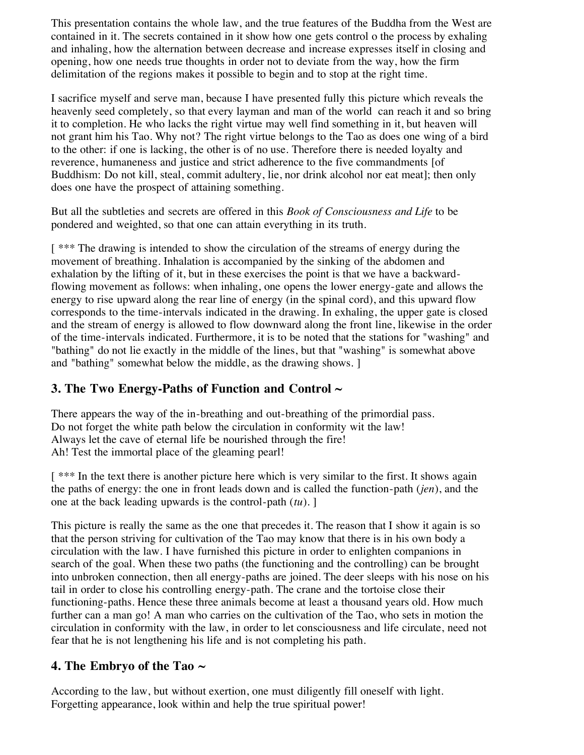This presentation contains the whole law, and the true features of the Buddha from the West are contained in it. The secrets contained in it show how one gets control o the process by exhaling and inhaling, how the alternation between decrease and increase expresses itself in closing and opening, how one needs true thoughts in order not to deviate from the way, how the firm delimitation of the regions makes it possible to begin and to stop at the right time.

I sacrifice myself and serve man, because I have presented fully this picture which reveals the heavenly seed completely, so that every layman and man of the world can reach it and so bring it to completion. He who lacks the right virtue may well find something in it, but heaven will not grant him his Tao. Why not? The right virtue belongs to the Tao as does one wing of a bird to the other: if one is lacking, the other is of no use. Therefore there is needed loyalty and reverence, humaneness and justice and strict adherence to the five commandments [of Buddhism: Do not kill, steal, commit adultery, lie, nor drink alcohol nor eat meat]; then only does one have the prospect of attaining something.

But all the subtleties and secrets are offered in this *Book of Consciousness and Life* to be pondered and weighted, so that one can attain everything in its truth.

[ *** The drawing is intended to show the circulation of the streams of energy during the movement of breathing. Inhalation is accompanied by the sinking of the abdomen and exhalation by the lifting of it, but in these exercises the point is that we have a backward-flowing movement as follows: when inhaling, one opens the lower energy-gate and allows the energy to rise upward along the rear line of energy (in the spinal cord), and this upward flow corresponds to the time-intervals indicated in the drawing. In exhaling, the upper gate is closed and the stream of energy is allowed to flow downward along the front line, likewise in the order of the time-intervals indicated. Furthermore, it is to be noted that the stations for "washing" and "bathing" do not lie exactly in the middle of the lines, but that "washing" is somewhat above and "bathing" somewhat below the middle, as the drawing shows. ]

## 3. The Two Energy-Paths of Function and Control ~

There appears the way of the in-breathing and out-breathing of the primordial pass.  
Do not forget the white path below the circulation in conformity wit the law!  
Always let the cave of eternal life be nourished through the fire!  
Ah! Test the immortal place of the gleaming pearl!

[ *** In the text there is another picture here which is very similar to the first. It shows again the paths of energy: the one in front leads down and is called the function-path (*jen*), and the one at the back leading upwards is the control-path (*tu*). ]

This picture is really the same as the one that precedes it. The reason that I show it again is so that the person striving for cultivation of the Tao may know that there is in his own body a circulation with the law. I have furnished this picture in order to enlighten companions in search of the goal. When these two paths (the functioning and the controlling) can be brought into unbroken connection, then all energy-paths are joined. The deer sleeps with his nose on his tail in order to close his controlling energy-path. The crane and the tortoise close their functioning-paths. Hence these three animals become at least a thousand years old. How much further can a man go! A man who carries on the cultivation of the Tao, who sets in motion the circulation in conformity with the law, in order to let consciousness and life circulate, need not fear that he is not lengthening his life and is not completing his path.

## 4. The Embryo of the Tao ~

According to the law, but without exertion, one must diligently fill oneself with light.  
Forgetting appearance, look within and help the true spiritual power!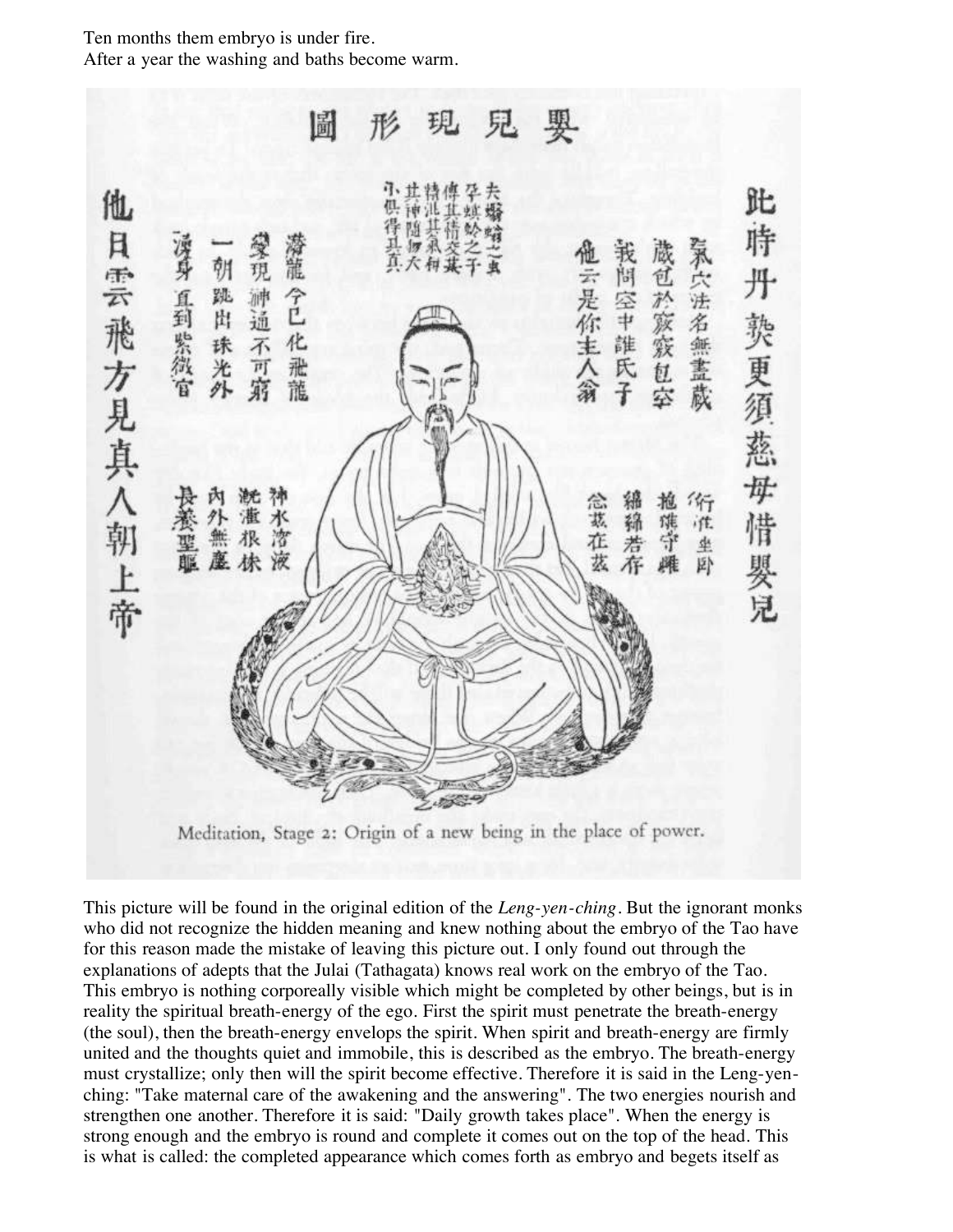Ten months them embryo is under fire.
After a year the washing and baths become warm.

Meditation, Stage 2: Origin of a new being in the place of power.

This picture will be found in the original edition of the *Leng-yen-ching*. But the ignorant monks who did not recognize the hidden meaning and knew nothing about the embryo of the Tao have for this reason made the mistake of leaving this picture out. I only found out through the explanations of adepts that the Julai (Tathagata) knows real work on the embryo of the Tao. This embryo is nothing corporeally visible which might be completed by other beings, but is in reality the spiritual breath-energy of the ego. First the spirit must penetrate the breath-energy (the soul), then the breath-energy envelops the spirit. When spirit and breath-energy are firmly united and the thoughts quiet and immobile, this is described as the embryo. The breath-energy must crystallize; only then will the spirit become effective. Therefore it is said in the Leng-yen-ching: "Take maternal care of the awakening and the answering". The two energies nourish and strengthen one another. Therefore it is said: "Daily growth takes place". When the energy is strong enough and the embryo is round and complete it comes out on the top of the head. This is what is called: the completed appearance which comes forth as embryo and begets itself as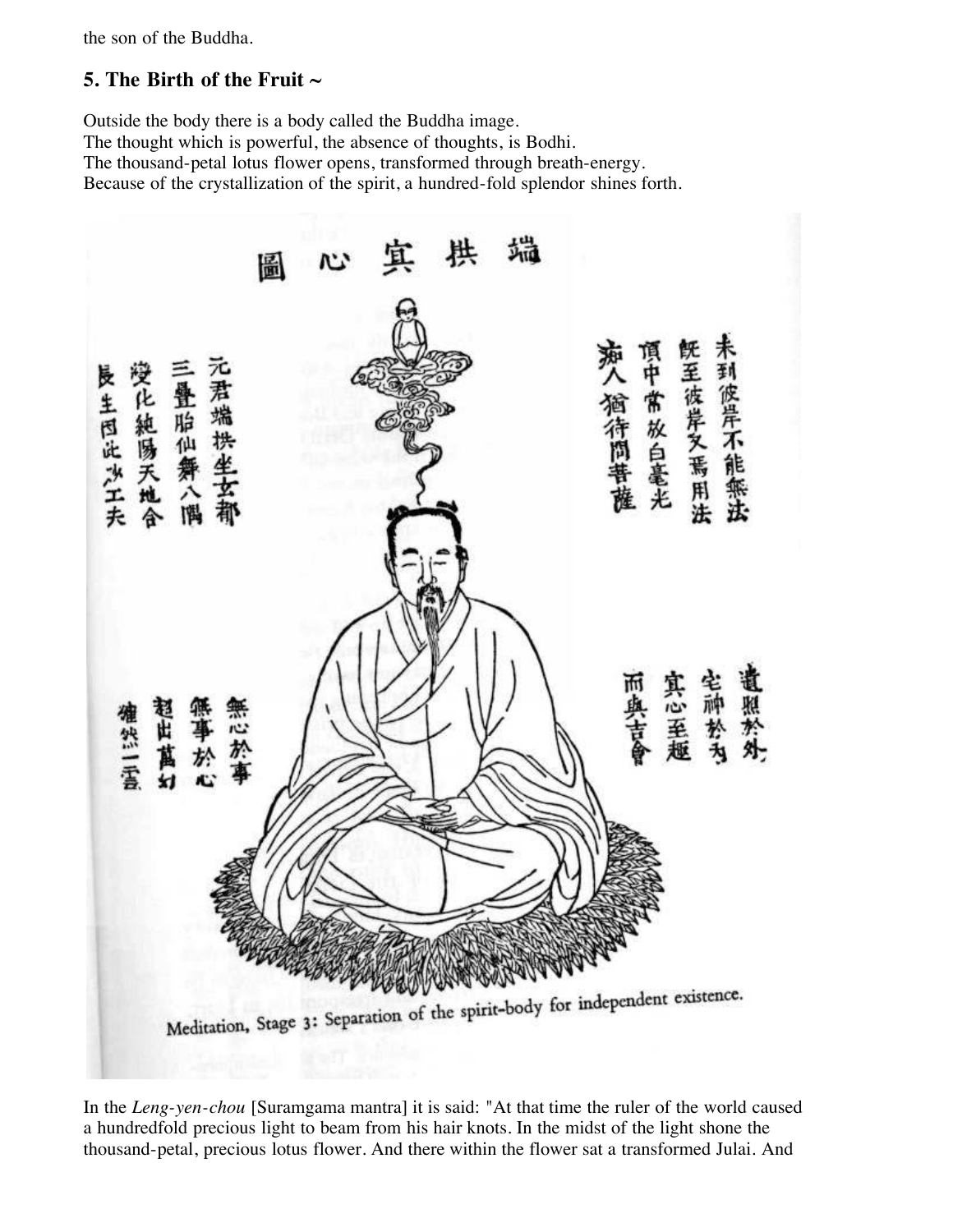the son of the Buddha.

### 5. The Birth of the Fruit ~

Outside the body there is a body called the Buddha image.
The thought which is powerful, the absence of thoughts, is Bodhi.
The thousand-petal lotus flower opens, transformed through breath-energy.
Because of the crystallization of the spirit, a hundred-fold splendor shines forth.

Meditation, Stage 3: Separation of the spirit-body for independent existence.

In the *Leng-yen-chou* [Suramgama mantra] it is said: "At that time the ruler of the world caused a hundredfold precious light to beam from his hair knots. In the midst of the light shone the thousand-petal, precious lotus flower. And there within the flower sat a transformed Julai. And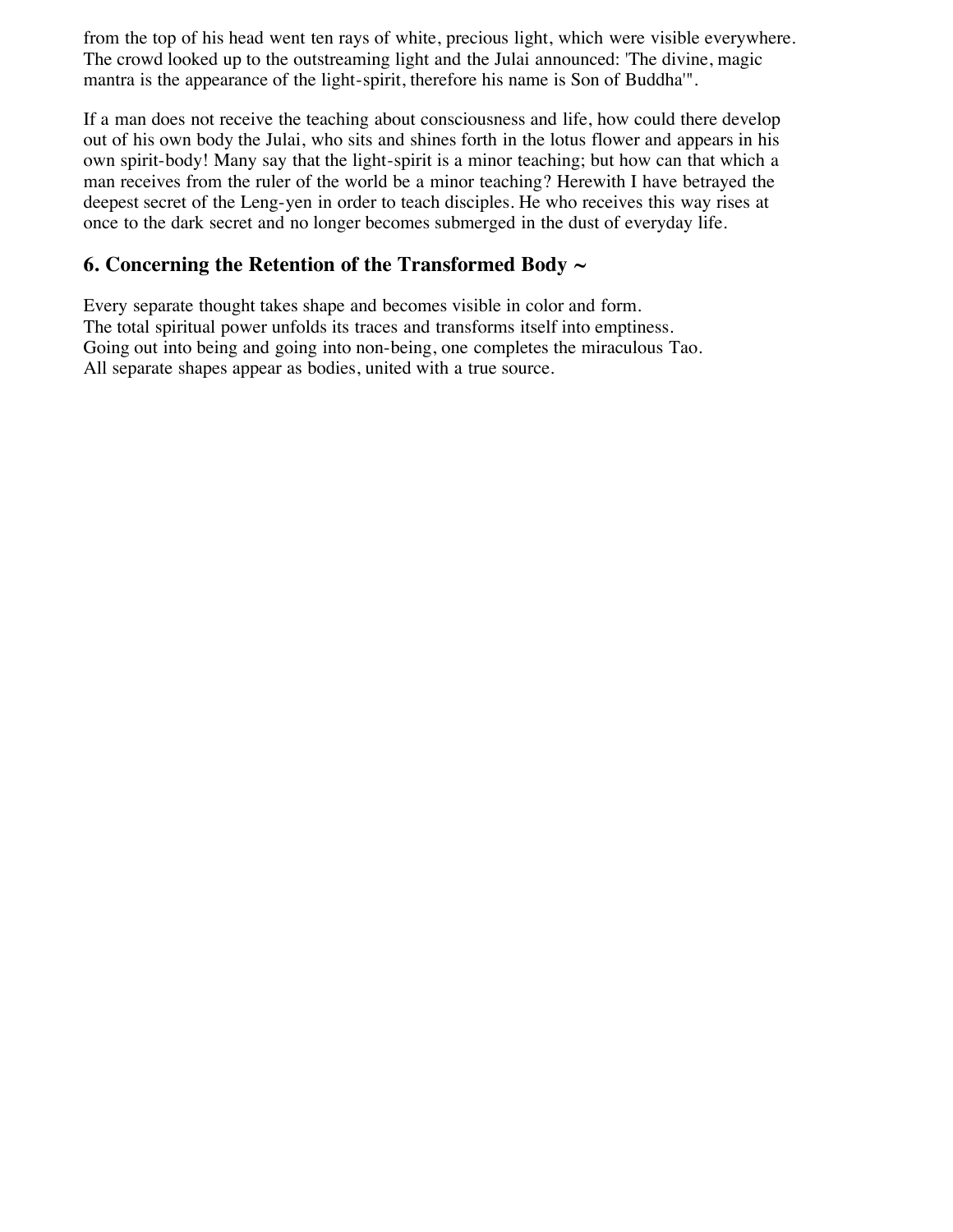from the top of his head went ten rays of white, precious light, which were visible everywhere. The crowd looked up to the outstreaming light and the Julai announced: 'The divine, magic mantra is the appearance of the light-spirit, therefore his name is Son of Buddha'".

If a man does not receive the teaching about consciousness and life, how could there develop out of his own body the Julai, who sits and shines forth in the lotus flower and appears in his own spirit-body! Many say that the light-spirit is a minor teaching; but how can that which a man receives from the ruler of the world be a minor teaching? Herewith I have betrayed the deepest secret of the Leng-yen in order to teach disciples. He who receives this way rises at once to the dark secret and no longer becomes submerged in the dust of everyday life.

## 6. Concerning the Retention of the Transformed Body ~

Every separate thought takes shape and becomes visible in color and form.
The total spiritual power unfolds its traces and transforms itself into emptiness.
Going out into being and going into non-being, one completes the miraculous Tao.
All separate shapes appear as bodies, united with a true source.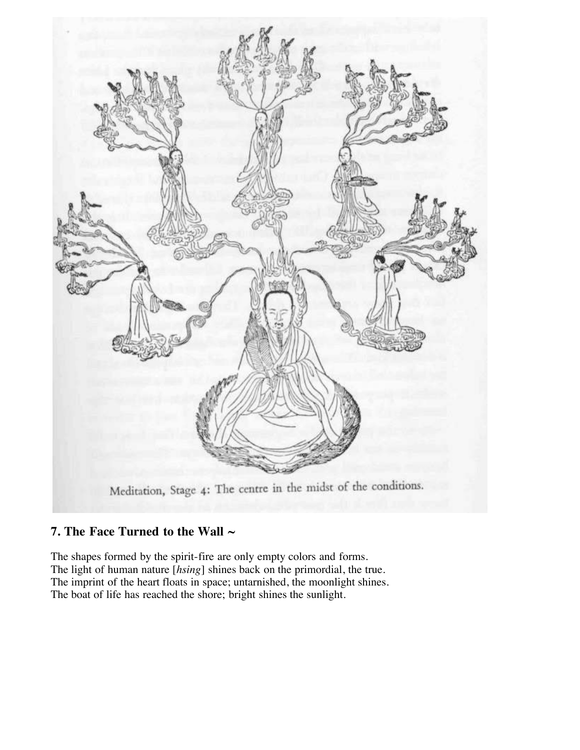Meditation, Stage 4: The centre in the midst of the conditions.

## 7. The Face Turned to the Wall ~

The shapes formed by the spirit-fire are only empty colors and forms.
The light of human nature [*hsing*] shines back on the primordial, the true.
The imprint of the heart floats in space; untarnished, the moonlight shines.
The boat of life has reached the shore; bright shines the sunlight.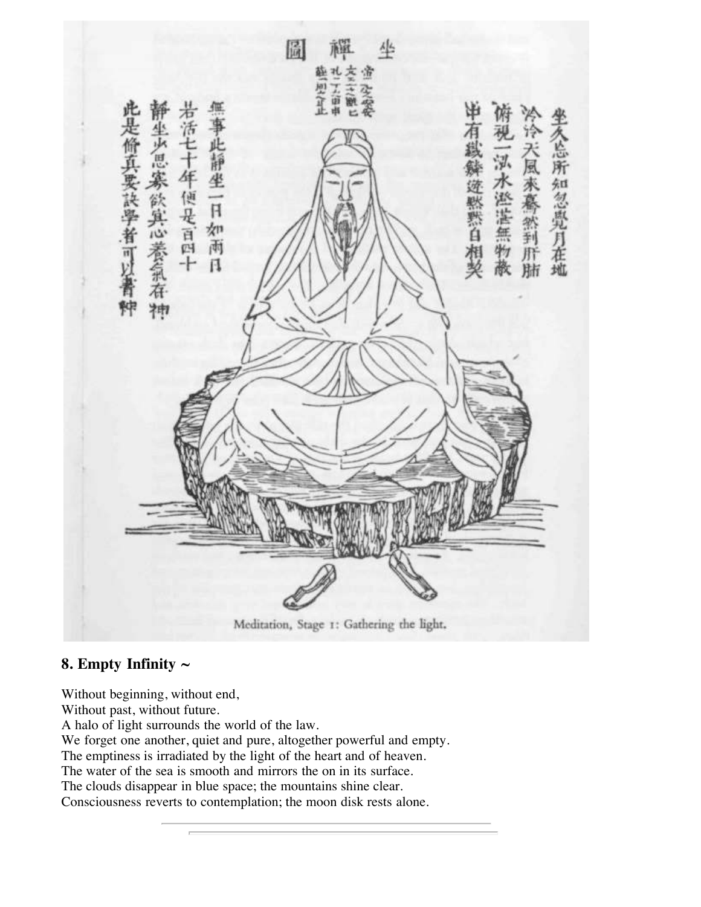Meditation, Stage 1: Gathering the light.

### 8. Empty Infinity ~

Without beginning, without end,  
Without past, without future.  
A halo of light surrounds the world of the law.  
We forget one another, quiet and pure, altogether powerful and empty.  
The emptiness is irradiated by the light of the heart and of heaven.  
The water of the sea is smooth and mirrors the on in its surface.  
The clouds disappear in blue space; the mountains shine clear.  
Consciousness reverts to contemplation; the moon disk rests alone.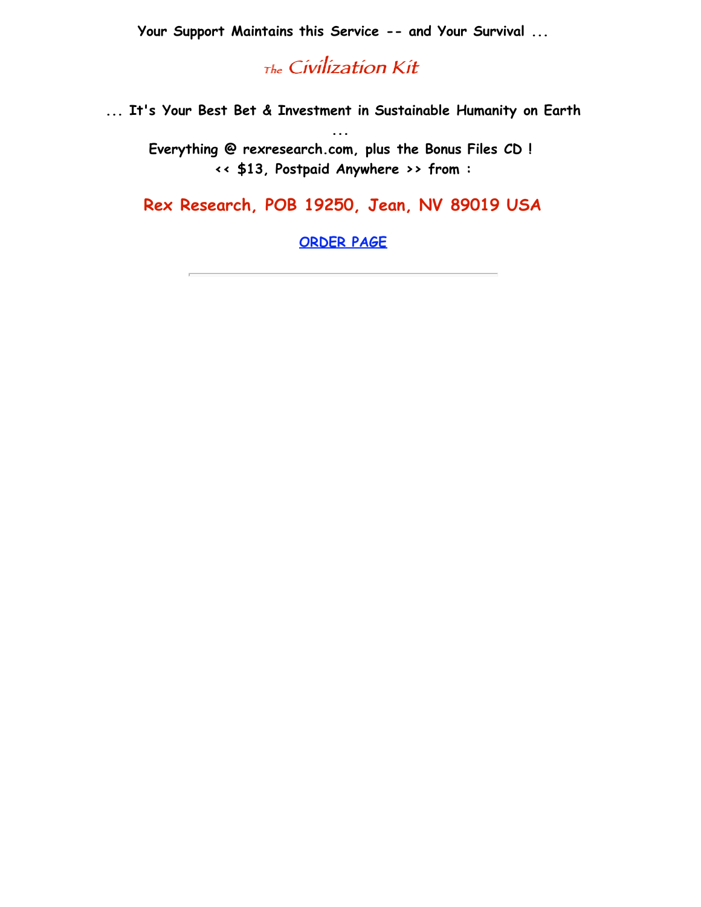**Your Support Maintains this Service -- and Your Survival ...**

## *The Civilization Kit*

**... It's Your Best Bet & Investment in Sustainable Humanity on Earth ...**

**Everything @ rexresearch.com, plus the Bonus Files CD !**

**<< $13, Postpaid Anywhere >> from :**

**Rex Research, POB 19250, Jean, NV 89019 USA**

ORDER PAGE

---